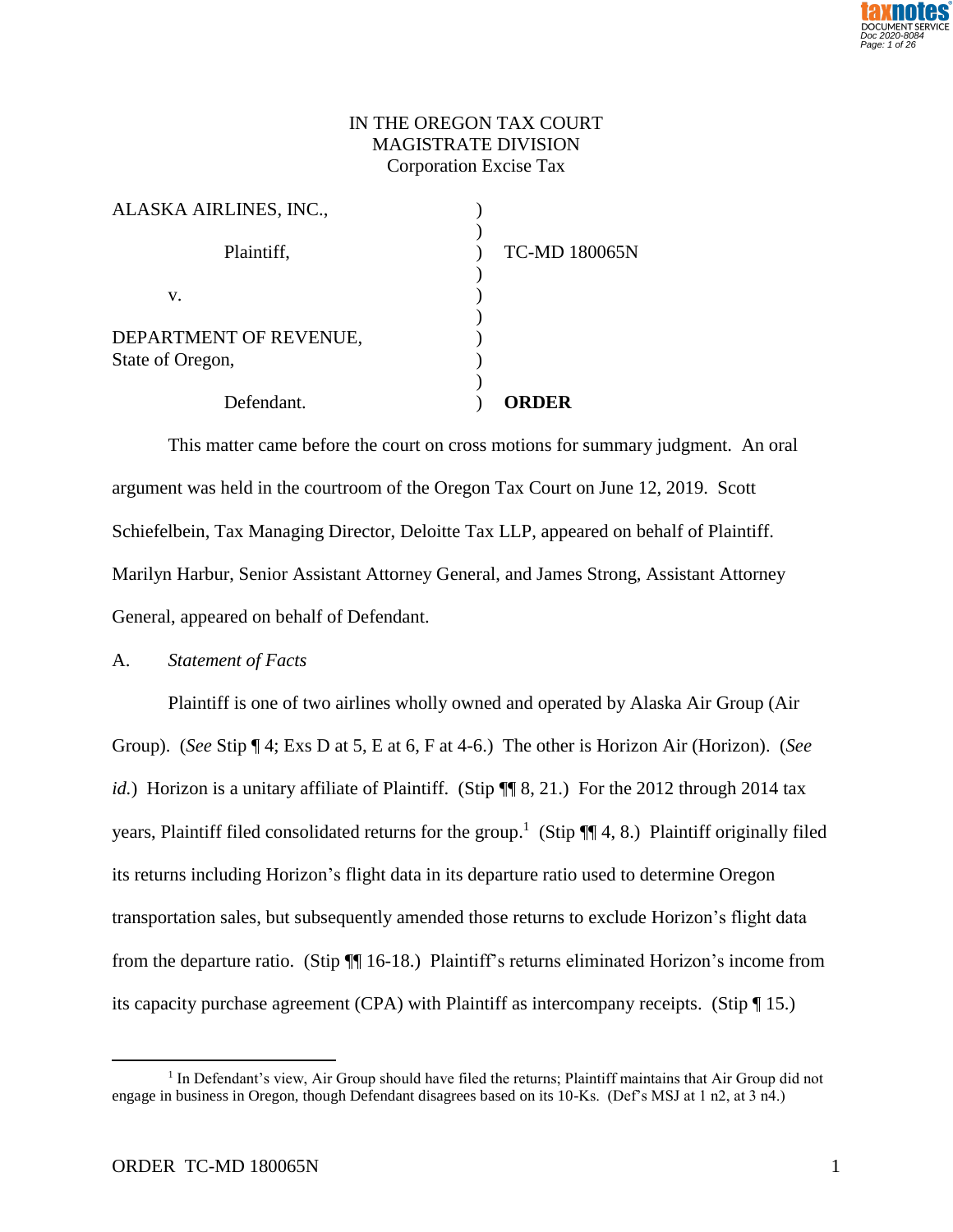IN THE OREGON TAX COURT
MAGISTRATE DIVISION
Corporation Excise Tax

| | | |
|---|---|---|
| ALASKA AIRLINES, INC., | ) | |
| Plaintiff, | ) | TC-MD 180065N |
| v. | ) | |
| DEPARTMENT OF REVENUE, State of Oregon, | ) | |
| Defendant. | ) | **ORDER** |

This matter came before the court on cross motions for summary judgment. An oral argument was held in the courtroom of the Oregon Tax Court on June 12, 2019. Scott Schiefelbein, Tax Managing Director, Deloitte Tax LLP, appeared on behalf of Plaintiff. Marilyn Harbur, Senior Assistant Attorney General, and James Strong, Assistant Attorney General, appeared on behalf of Defendant.

A. *Statement of Facts*

Plaintiff is one of two airlines wholly owned and operated by Alaska Air Group (Air Group). (*See* Stip ¶ 4; Exs D at 5, E at 6, F at 4-6.) The other is Horizon Air (Horizon). (*See id.*) Horizon is a unitary affiliate of Plaintiff. (Stip ¶¶ 8, 21.) For the 2012 through 2014 tax years, Plaintiff filed consolidated returns for the group.[1] (Stip ¶¶ 4, 8.) Plaintiff originally filed its returns including Horizon's flight data in its departure ratio used to determine Oregon transportation sales, but subsequently amended those returns to exclude Horizon's flight data from the departure ratio. (Stip ¶¶ 16-18.) Plaintiff's returns eliminated Horizon's income from its capacity purchase agreement (CPA) with Plaintiff as intercompany receipts. (Stip ¶ 15.)

[1] In Defendant's view, Air Group should have filed the returns; Plaintiff maintains that Air Group did not engage in business in Oregon, though Defendant disagrees based on its 10-Ks. (Def's MSJ at 1 n2, at 3 n4.)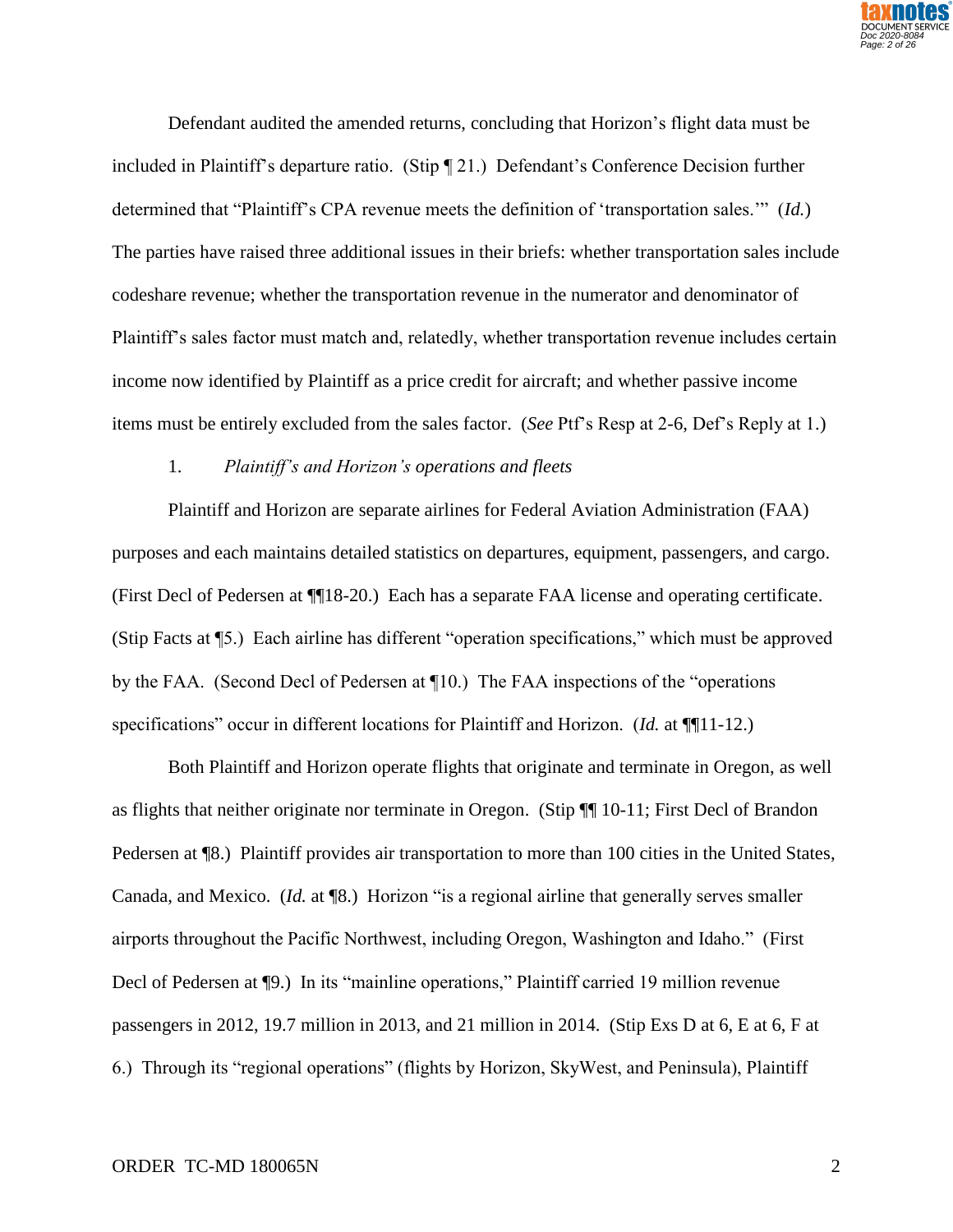Defendant audited the amended returns, concluding that Horizon's flight data must be included in Plaintiff's departure ratio. (Stip ¶ 21.) Defendant's Conference Decision further determined that "Plaintiff's CPA revenue meets the definition of 'transportation sales.'" (*Id.*) The parties have raised three additional issues in their briefs: whether transportation sales include codeshare revenue; whether the transportation revenue in the numerator and denominator of Plaintiff's sales factor must match and, relatedly, whether transportation revenue includes certain income now identified by Plaintiff as a price credit for aircraft; and whether passive income items must be entirely excluded from the sales factor. (*See* Ptf's Resp at 2-6, Def's Reply at 1.)

1. *Plaintiff's and Horizon's operations and fleets*

Plaintiff and Horizon are separate airlines for Federal Aviation Administration (FAA) purposes and each maintains detailed statistics on departures, equipment, passengers, and cargo. (First Decl of Pedersen at ¶¶18-20.) Each has a separate FAA license and operating certificate. (Stip Facts at ¶5.) Each airline has different "operation specifications," which must be approved by the FAA. (Second Decl of Pedersen at ¶10.) The FAA inspections of the "operations specifications" occur in different locations for Plaintiff and Horizon. (*Id.* at ¶¶11-12.)

Both Plaintiff and Horizon operate flights that originate and terminate in Oregon, as well as flights that neither originate nor terminate in Oregon. (Stip ¶¶ 10-11; First Decl of Brandon Pedersen at ¶8.) Plaintiff provides air transportation to more than 100 cities in the United States, Canada, and Mexico. (*Id.* at ¶8.) Horizon "is a regional airline that generally serves smaller airports throughout the Pacific Northwest, including Oregon, Washington and Idaho." (First Decl of Pedersen at ¶9.) In its "mainline operations," Plaintiff carried 19 million revenue passengers in 2012, 19.7 million in 2013, and 21 million in 2014. (Stip Exs D at 6, E at 6, F at 6.) Through its "regional operations" (flights by Horizon, SkyWest, and Peninsula), Plaintiff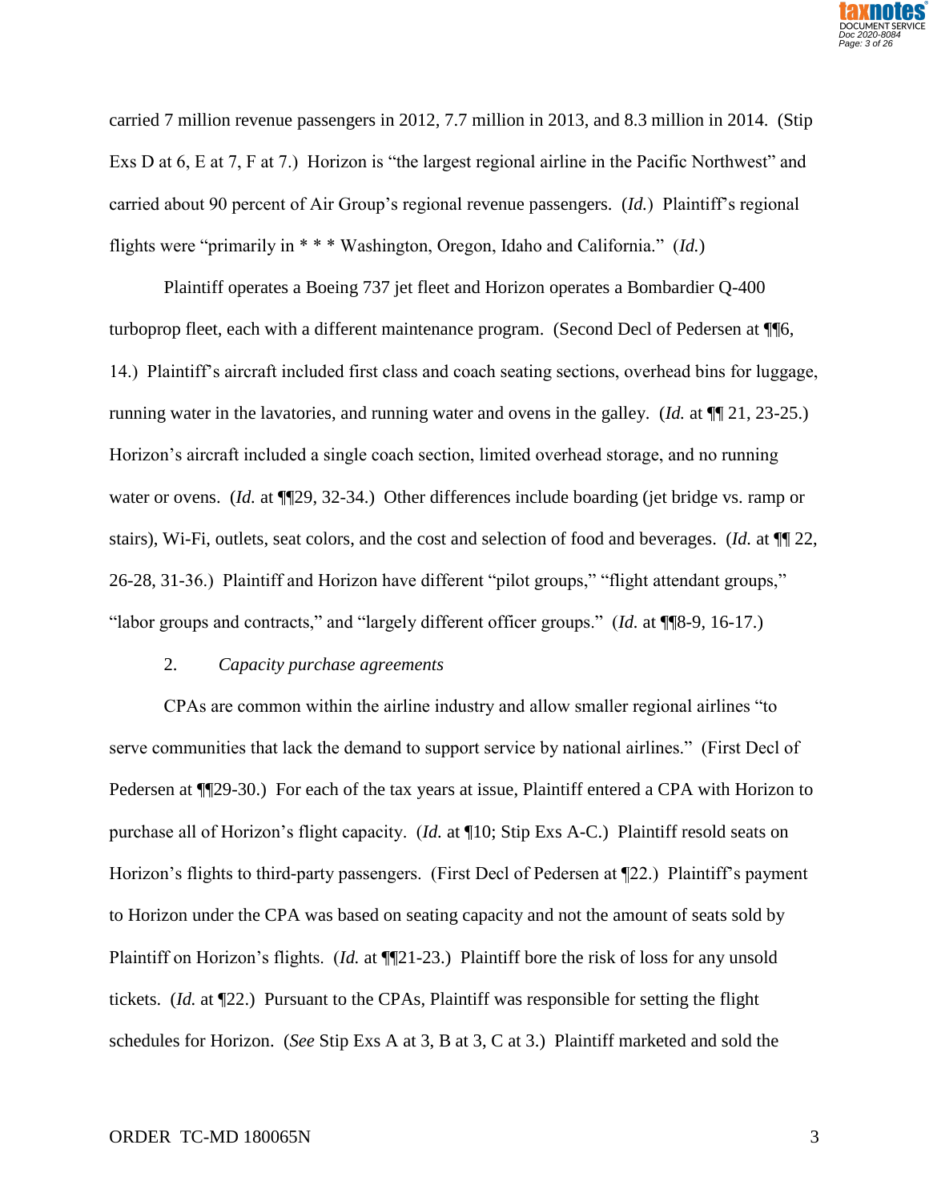carried 7 million revenue passengers in 2012, 7.7 million in 2013, and 8.3 million in 2014. (Stip Exs D at 6, E at 7, F at 7.) Horizon is "the largest regional airline in the Pacific Northwest" and carried about 90 percent of Air Group's regional revenue passengers. (*Id.*) Plaintiff's regional flights were "primarily in * * * Washington, Oregon, Idaho and California." (*Id.*)

Plaintiff operates a Boeing 737 jet fleet and Horizon operates a Bombardier Q-400 turboprop fleet, each with a different maintenance program. (Second Decl of Pedersen at ¶¶6, 14.) Plaintiff's aircraft included first class and coach seating sections, overhead bins for luggage, running water in the lavatories, and running water and ovens in the galley. (*Id.* at ¶¶ 21, 23-25.) Horizon's aircraft included a single coach section, limited overhead storage, and no running water or ovens. (*Id.* at ¶¶29, 32-34.) Other differences include boarding (jet bridge vs. ramp or stairs), Wi-Fi, outlets, seat colors, and the cost and selection of food and beverages. (*Id.* at ¶¶ 22, 26-28, 31-36.) Plaintiff and Horizon have different "pilot groups," "flight attendant groups," "labor groups and contracts," and "largely different officer groups." (*Id.* at ¶¶8-9, 16-17.)

2. *Capacity purchase agreements*

CPAs are common within the airline industry and allow smaller regional airlines "to serve communities that lack the demand to support service by national airlines." (First Decl of Pedersen at ¶¶29-30.) For each of the tax years at issue, Plaintiff entered a CPA with Horizon to purchase all of Horizon's flight capacity. (*Id.* at ¶10; Stip Exs A-C.) Plaintiff resold seats on Horizon's flights to third-party passengers. (First Decl of Pedersen at ¶22.) Plaintiff's payment to Horizon under the CPA was based on seating capacity and not the amount of seats sold by Plaintiff on Horizon's flights. (*Id.* at ¶¶21-23.) Plaintiff bore the risk of loss for any unsold tickets. (*Id.* at ¶22.) Pursuant to the CPAs, Plaintiff was responsible for setting the flight schedules for Horizon. (*See* Stip Exs A at 3, B at 3, C at 3.) Plaintiff marketed and sold the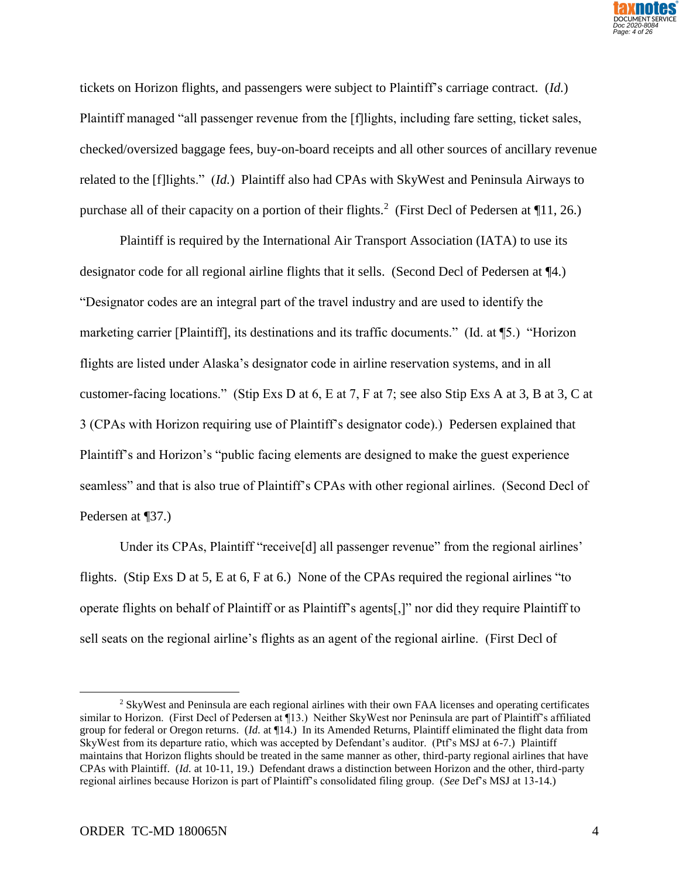tickets on Horizon flights, and passengers were subject to Plaintiff's carriage contract. (*Id.*) Plaintiff managed "all passenger revenue from the [f]lights, including fare setting, ticket sales, checked/oversized baggage fees, buy-on-board receipts and all other sources of ancillary revenue related to the [f]lights." (*Id.*) Plaintiff also had CPAs with SkyWest and Peninsula Airways to purchase all of their capacity on a portion of their flights.[2] (First Decl of Pedersen at ¶11, 26.)

Plaintiff is required by the International Air Transport Association (IATA) to use its designator code for all regional airline flights that it sells. (Second Decl of Pedersen at ¶4.) "Designator codes are an integral part of the travel industry and are used to identify the marketing carrier [Plaintiff], its destinations and its traffic documents." (Id. at ¶5.) "Horizon flights are listed under Alaska's designator code in airline reservation systems, and in all customer-facing locations." (Stip Exs D at 6, E at 7, F at 7; see also Stip Exs A at 3, B at 3, C at 3 (CPAs with Horizon requiring use of Plaintiff's designator code).) Pedersen explained that Plaintiff's and Horizon's "public facing elements are designed to make the guest experience seamless" and that is also true of Plaintiff's CPAs with other regional airlines. (Second Decl of Pedersen at ¶37.)

Under its CPAs, Plaintiff "receive[d] all passenger revenue" from the regional airlines' flights. (Stip Exs D at 5, E at 6, F at 6.) None of the CPAs required the regional airlines "to operate flights on behalf of Plaintiff or as Plaintiff's agents[,]" nor did they require Plaintiff to sell seats on the regional airline's flights as an agent of the regional airline. (First Decl of

---

[2] SkyWest and Peninsula are each regional airlines with their own FAA licenses and operating certificates similar to Horizon. (First Decl of Pedersen at ¶13.) Neither SkyWest nor Peninsula are part of Plaintiff's affiliated group for federal or Oregon returns. (*Id.* at ¶14.) In its Amended Returns, Plaintiff eliminated the flight data from SkyWest from its departure ratio, which was accepted by Defendant's auditor. (Ptf's MSJ at 6-7.) Plaintiff maintains that Horizon flights should be treated in the same manner as other, third-party regional airlines that have CPAs with Plaintiff. (*Id.* at 10-11, 19.) Defendant draws a distinction between Horizon and the other, third-party regional airlines because Horizon is part of Plaintiff's consolidated filing group. (*See* Def's MSJ at 13-14.)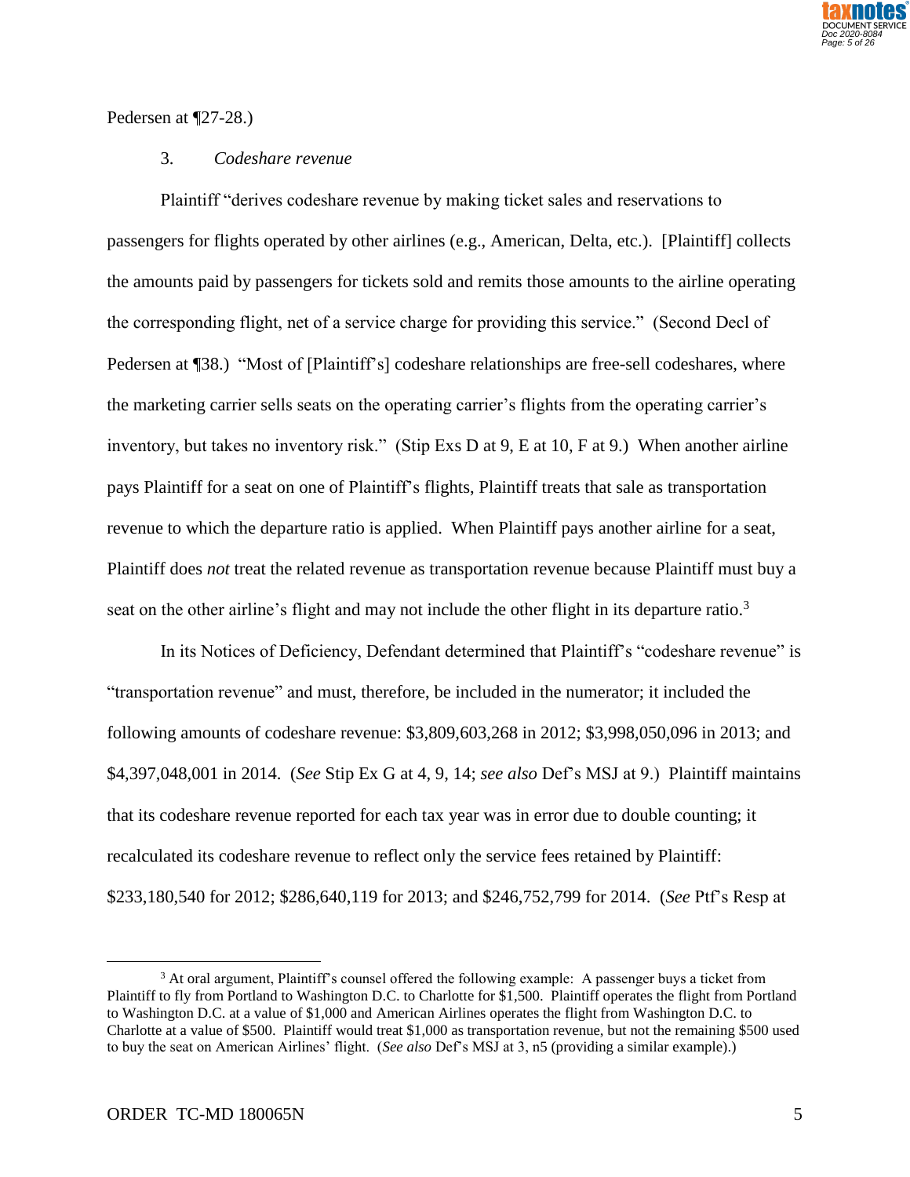Pedersen at ¶27-28.)

3. *Codeshare revenue*

Plaintiff "derives codeshare revenue by making ticket sales and reservations to passengers for flights operated by other airlines (e.g., American, Delta, etc.). [Plaintiff] collects the amounts paid by passengers for tickets sold and remits those amounts to the airline operating the corresponding flight, net of a service charge for providing this service." (Second Decl of Pedersen at ¶38.) "Most of [Plaintiff's] codeshare relationships are free-sell codeshares, where the marketing carrier sells seats on the operating carrier's flights from the operating carrier's inventory, but takes no inventory risk." (Stip Exs D at 9, E at 10, F at 9.) When another airline pays Plaintiff for a seat on one of Plaintiff's flights, Plaintiff treats that sale as transportation revenue to which the departure ratio is applied. When Plaintiff pays another airline for a seat, Plaintiff does *not* treat the related revenue as transportation revenue because Plaintiff must buy a seat on the other airline's flight and may not include the other flight in its departure ratio.[3]

In its Notices of Deficiency, Defendant determined that Plaintiff's "codeshare revenue" is "transportation revenue" and must, therefore, be included in the numerator; it included the following amounts of codeshare revenue: $3,809,603,268 in 2012; $3,998,050,096 in 2013; and $4,397,048,001 in 2014. (*See* Stip Ex G at 4, 9, 14; *see also* Def's MSJ at 9.) Plaintiff maintains that its codeshare revenue reported for each tax year was in error due to double counting; it recalculated its codeshare revenue to reflect only the service fees retained by Plaintiff: $233,180,540 for 2012; $286,640,119 for 2013; and $246,752,799 for 2014. (*See* Ptf's Resp at

---

[3] At oral argument, Plaintiff's counsel offered the following example: A passenger buys a ticket from Plaintiff to fly from Portland to Washington D.C. to Charlotte for $1,500. Plaintiff operates the flight from Portland to Washington D.C. at a value of $1,000 and American Airlines operates the flight from Washington D.C. to Charlotte at a value of $500. Plaintiff would treat $1,000 as transportation revenue, but not the remaining $500 used to buy the seat on American Airlines' flight. (*See also* Def's MSJ at 3, n5 (providing a similar example).)

ORDER TC-MD 180065N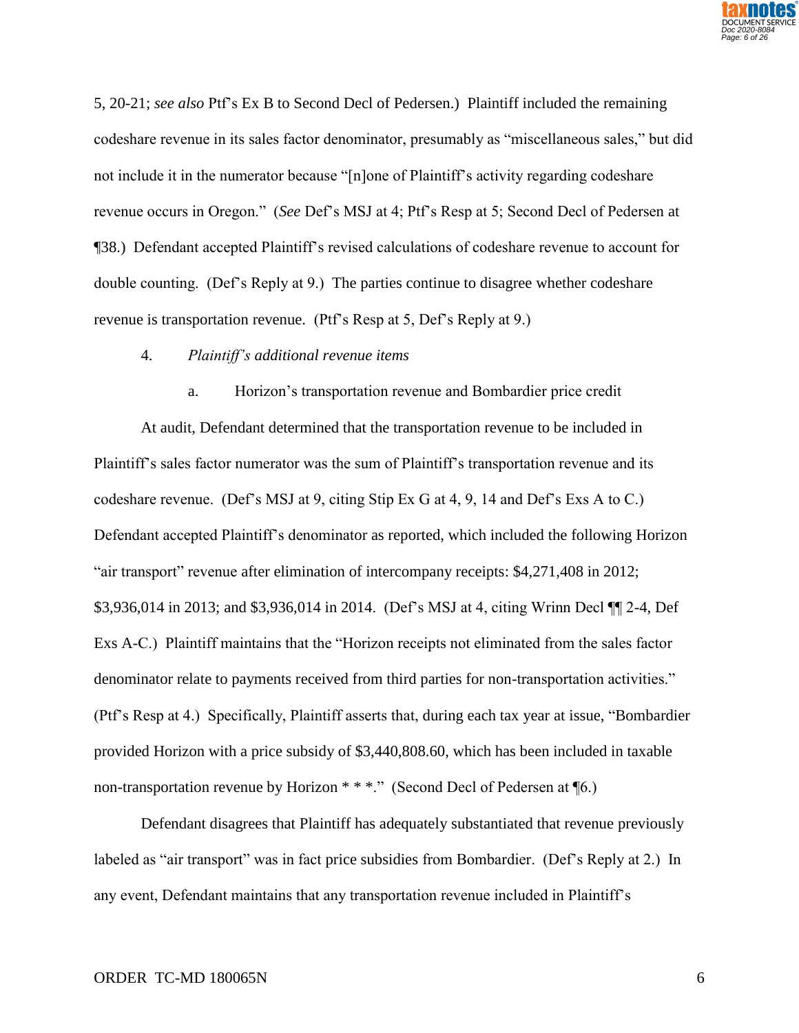5, 20-21; *see also* Ptf's Ex B to Second Decl of Pedersen.) Plaintiff included the remaining codeshare revenue in its sales factor denominator, presumably as "miscellaneous sales," but did not include it in the numerator because "[n]one of Plaintiff's activity regarding codeshare revenue occurs in Oregon." (*See* Def's MSJ at 4; Ptf's Resp at 5; Second Decl of Pedersen at ¶38.) Defendant accepted Plaintiff's revised calculations of codeshare revenue to account for double counting. (Def's Reply at 9.) The parties continue to disagree whether codeshare revenue is transportation revenue. (Ptf's Resp at 5, Def's Reply at 9.)

4. *Plaintiff's additional revenue items*

a. Horizon's transportation revenue and Bombardier price credit

At audit, Defendant determined that the transportation revenue to be included in Plaintiff's sales factor numerator was the sum of Plaintiff's transportation revenue and its codeshare revenue. (Def's MSJ at 9, citing Stip Ex G at 4, 9, 14 and Def's Exs A to C.) Defendant accepted Plaintiff's denominator as reported, which included the following Horizon "air transport" revenue after elimination of intercompany receipts: $4,271,408 in 2012; $3,936,014 in 2013; and $3,936,014 in 2014. (Def's MSJ at 4, citing Wrinn Decl ¶¶ 2-4, Def Exs A-C.) Plaintiff maintains that the "Horizon receipts not eliminated from the sales factor denominator relate to payments received from third parties for non-transportation activities." (Ptf's Resp at 4.) Specifically, Plaintiff asserts that, during each tax year at issue, "Bombardier provided Horizon with a price subsidy of $3,440,808.60, which has been included in taxable non-transportation revenue by Horizon * * *." (Second Decl of Pedersen at ¶6.)

Defendant disagrees that Plaintiff has adequately substantiated that revenue previously labeled as "air transport" was in fact price subsidies from Bombardier. (Def's Reply at 2.) In any event, Defendant maintains that any transportation revenue included in Plaintiff's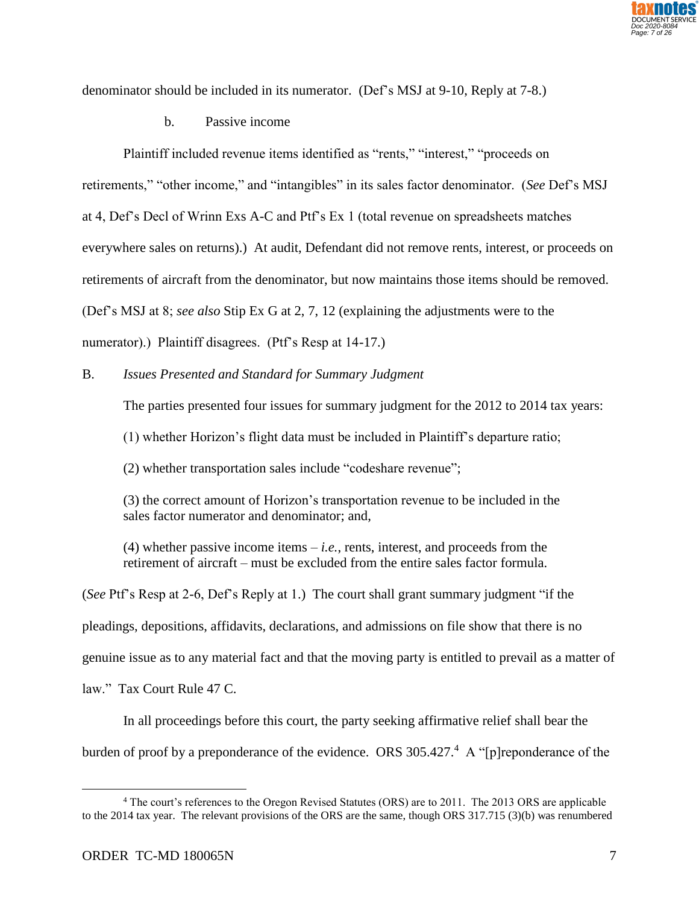denominator should be included in its numerator. (Def's MSJ at 9-10, Reply at 7-8.)

b. Passive income

Plaintiff included revenue items identified as "rents," "interest," "proceeds on retirements," "other income," and "intangibles" in its sales factor denominator. (*See* Def's MSJ at 4, Def's Decl of Wrinn Exs A-C and Ptf's Ex 1 (total revenue on spreadsheets matches everywhere sales on returns).) At audit, Defendant did not remove rents, interest, or proceeds on retirements of aircraft from the denominator, but now maintains those items should be removed. (Def's MSJ at 8; *see also* Stip Ex G at 2, 7, 12 (explaining the adjustments were to the numerator).) Plaintiff disagrees. (Ptf's Resp at 14-17.)

B. *Issues Presented and Standard for Summary Judgment*

The parties presented four issues for summary judgment for the 2012 to 2014 tax years:

(1) whether Horizon's flight data must be included in Plaintiff's departure ratio;

(2) whether transportation sales include "codeshare revenue";

(3) the correct amount of Horizon's transportation revenue to be included in the sales factor numerator and denominator; and,

(4) whether passive income items – *i.e.*, rents, interest, and proceeds from the retirement of aircraft – must be excluded from the entire sales factor formula.

(*See* Ptf's Resp at 2-6, Def's Reply at 1.) The court shall grant summary judgment "if the pleadings, depositions, affidavits, declarations, and admissions on file show that there is no genuine issue as to any material fact and that the moving party is entitled to prevail as a matter of law." Tax Court Rule 47 C.

In all proceedings before this court, the party seeking affirmative relief shall bear the burden of proof by a preponderance of the evidence. ORS 305.427.[4] A "[p]reponderance of the

[4] The court's references to the Oregon Revised Statutes (ORS) are to 2011. The 2013 ORS are applicable to the 2014 tax year. The relevant provisions of the ORS are the same, though ORS 317.715 (3)(b) was renumbered

ORDER TC-MD 180065N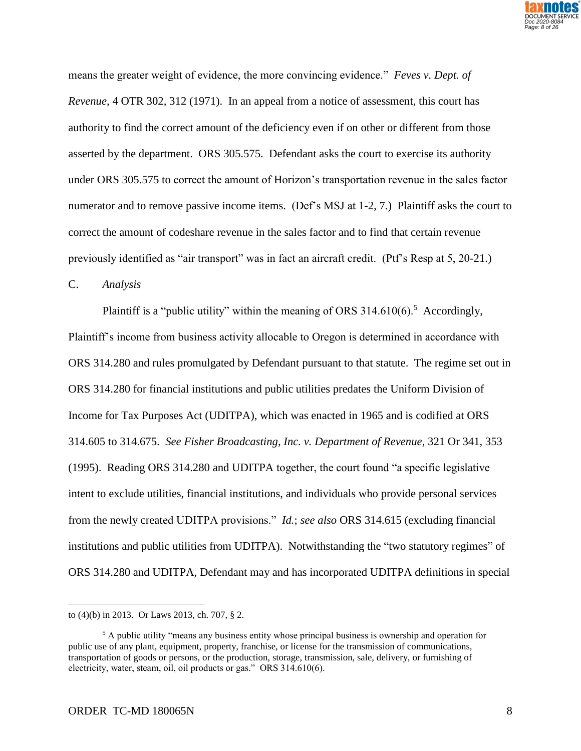means the greater weight of evidence, the more convincing evidence." *Feves v. Dept. of Revenue*, 4 OTR 302, 312 (1971). In an appeal from a notice of assessment, this court has authority to find the correct amount of the deficiency even if on other or different from those asserted by the department. ORS 305.575. Defendant asks the court to exercise its authority under ORS 305.575 to correct the amount of Horizon's transportation revenue in the sales factor numerator and to remove passive income items. (Def's MSJ at 1-2, 7.) Plaintiff asks the court to correct the amount of codeshare revenue in the sales factor and to find that certain revenue previously identified as "air transport" was in fact an aircraft credit. (Ptf's Resp at 5, 20-21.)

C. *Analysis*

Plaintiff is a "public utility" within the meaning of ORS 314.610(6).[5] Accordingly, Plaintiff's income from business activity allocable to Oregon is determined in accordance with ORS 314.280 and rules promulgated by Defendant pursuant to that statute. The regime set out in ORS 314.280 for financial institutions and public utilities predates the Uniform Division of Income for Tax Purposes Act (UDITPA), which was enacted in 1965 and is codified at ORS 314.605 to 314.675. *See Fisher Broadcasting, Inc. v. Department of Revenue*, 321 Or 341, 353 (1995). Reading ORS 314.280 and UDITPA together, the court found "a specific legislative intent to exclude utilities, financial institutions, and individuals who provide personal services from the newly created UDITPA provisions." *Id.*; *see also* ORS 314.615 (excluding financial institutions and public utilities from UDITPA). Notwithstanding the "two statutory regimes" of ORS 314.280 and UDITPA, Defendant may and has incorporated UDITPA definitions in special

---

to (4)(b) in 2013. Or Laws 2013, ch. 707, § 2.

[5] A public utility "means any business entity whose principal business is ownership and operation for public use of any plant, equipment, property, franchise, or license for the transmission of communications, transportation of goods or persons, or the production, storage, transmission, sale, delivery, or furnishing of electricity, water, steam, oil, oil products or gas." ORS 314.610(6).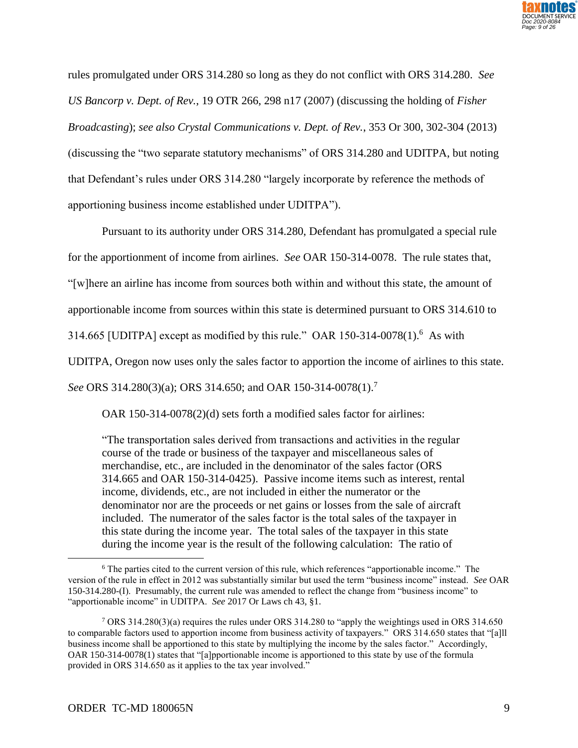rules promulgated under ORS 314.280 so long as they do not conflict with ORS 314.280. *See US Bancorp v. Dept. of Rev.*, 19 OTR 266, 298 n17 (2007) (discussing the holding of *Fisher Broadcasting*); *see also Crystal Communications v. Dept. of Rev.*, 353 Or 300, 302-304 (2013) (discussing the "two separate statutory mechanisms" of ORS 314.280 and UDITPA, but noting that Defendant's rules under ORS 314.280 "largely incorporate by reference the methods of apportioning business income established under UDITPA").

Pursuant to its authority under ORS 314.280, Defendant has promulgated a special rule for the apportionment of income from airlines. *See* OAR 150-314-0078. The rule states that, "[w]here an airline has income from sources both within and without this state, the amount of apportionable income from sources within this state is determined pursuant to ORS 314.610 to 314.665 [UDITPA] except as modified by this rule." OAR 150-314-0078(1).[6] As with UDITPA, Oregon now uses only the sales factor to apportion the income of airlines to this state. *See* ORS 314.280(3)(a); ORS 314.650; and OAR 150-314-0078(1).[7]

OAR 150-314-0078(2)(d) sets forth a modified sales factor for airlines:

> "The transportation sales derived from transactions and activities in the regular course of the trade or business of the taxpayer and miscellaneous sales of merchandise, etc., are included in the denominator of the sales factor (ORS 314.665 and OAR 150-314-0425). Passive income items such as interest, rental income, dividends, etc., are not included in either the numerator or the denominator nor are the proceeds or net gains or losses from the sale of aircraft included. The numerator of the sales factor is the total sales of the taxpayer in this state during the income year. The total sales of the taxpayer in this state during the income year is the result of the following calculation: The ratio of

---

[6] The parties cited to the current version of this rule, which references "apportionable income." The version of the rule in effect in 2012 was substantially similar but used the term "business income" instead. *See* OAR 150-314.280-(I). Presumably, the current rule was amended to reflect the change from "business income" to "apportionable income" in UDITPA. *See* 2017 Or Laws ch 43, §1.

[7] ORS 314.280(3)(a) requires the rules under ORS 314.280 to "apply the weightings used in ORS 314.650 to comparable factors used to apportion income from business activity of taxpayers." ORS 314.650 states that "[a]ll business income shall be apportioned to this state by multiplying the income by the sales factor." Accordingly, OAR 150-314-0078(1) states that "[a]pportionable income is apportioned to this state by use of the formula provided in ORS 314.650 as it applies to the tax year involved."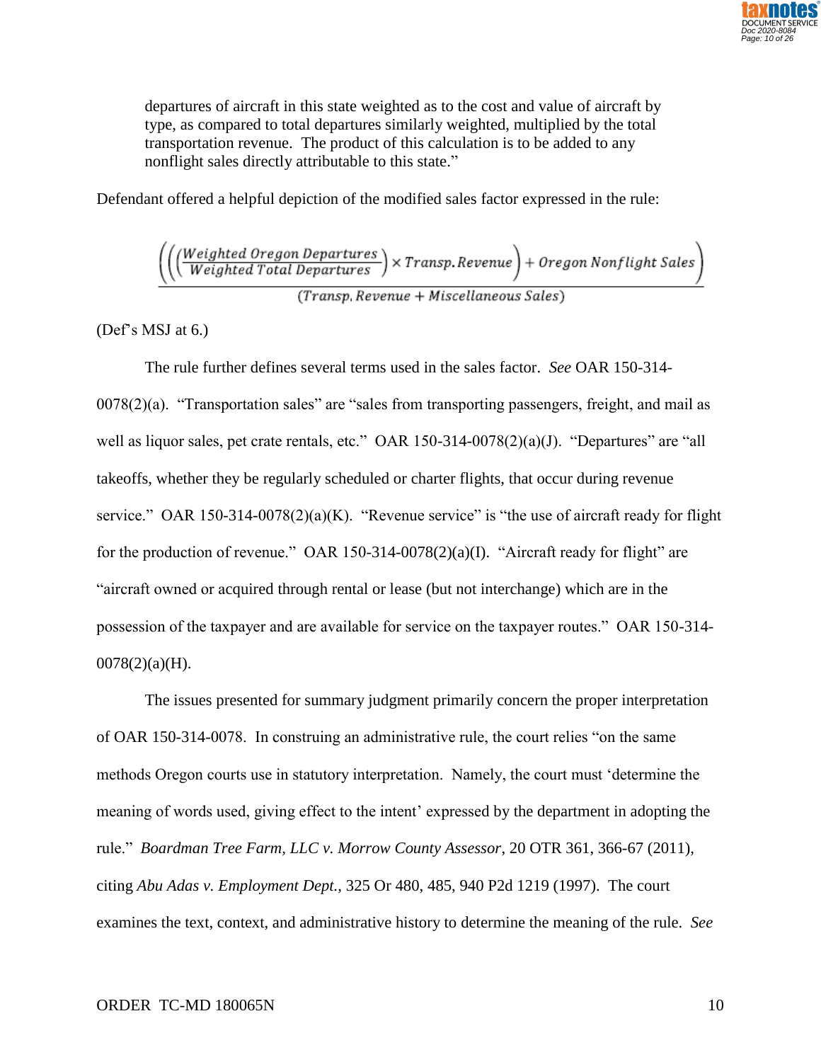> departures of aircraft in this state weighted as to the cost and value of aircraft by type, as compared to total departures similarly weighted, multiplied by the total transportation revenue. The product of this calculation is to be added to any nonflight sales directly attributable to this state."

Defendant offered a helpful depiction of the modified sales factor expressed in the rule:

$$\frac{\left(\left(\left(\frac{Weighted\ Oregon\ Departures}{Weighted\ Total\ Departures}\right) \times Transp. Revenue\right) + Oregon\ Nonflight\ Sales\right)}{(Transp. Revenue + Miscellaneous\ Sales)}$$

(Def's MSJ at 6.)

The rule further defines several terms used in the sales factor. *See* OAR 150-314-0078(2)(a). "Transportation sales" are "sales from transporting passengers, freight, and mail as well as liquor sales, pet crate rentals, etc." OAR 150-314-0078(2)(a)(J). "Departures" are "all takeoffs, whether they be regularly scheduled or charter flights, that occur during revenue service." OAR 150-314-0078(2)(a)(K). "Revenue service" is "the use of aircraft ready for flight for the production of revenue." OAR 150-314-0078(2)(a)(I). "Aircraft ready for flight" are "aircraft owned or acquired through rental or lease (but not interchange) which are in the possession of the taxpayer and are available for service on the taxpayer routes." OAR 150-314-0078(2)(a)(H).

The issues presented for summary judgment primarily concern the proper interpretation of OAR 150-314-0078. In construing an administrative rule, the court relies "on the same methods Oregon courts use in statutory interpretation. Namely, the court must 'determine the meaning of words used, giving effect to the intent' expressed by the department in adopting the rule." *Boardman Tree Farm, LLC v. Morrow County Assessor*, 20 OTR 361, 366-67 (2011), citing *Abu Adas v. Employment Dept.*, 325 Or 480, 485, 940 P2d 1219 (1997). The court examines the text, context, and administrative history to determine the meaning of the rule. *See*

ORDER TC-MD 180065N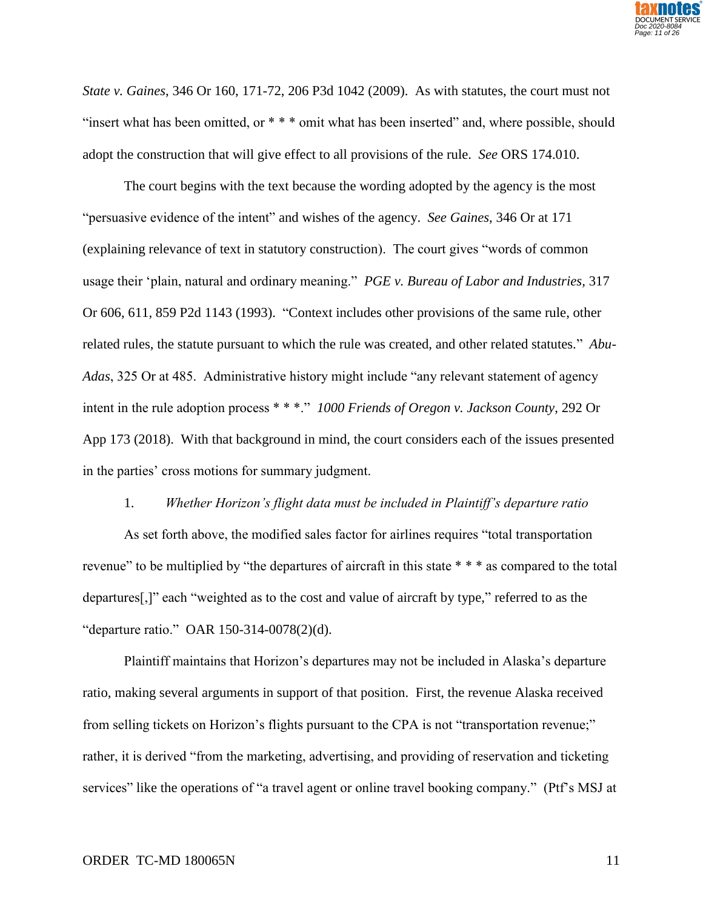*State v. Gaines*, 346 Or 160, 171-72, 206 P3d 1042 (2009). As with statutes, the court must not "insert what has been omitted, or * * * omit what has been inserted" and, where possible, should adopt the construction that will give effect to all provisions of the rule. *See* ORS 174.010.

The court begins with the text because the wording adopted by the agency is the most "persuasive evidence of the intent" and wishes of the agency. *See Gaines*, 346 Or at 171 (explaining relevance of text in statutory construction). The court gives "words of common usage their 'plain, natural and ordinary meaning." *PGE v. Bureau of Labor and Industries*, 317 Or 606, 611, 859 P2d 1143 (1993). "Context includes other provisions of the same rule, other related rules, the statute pursuant to which the rule was created, and other related statutes." *Abu-Adas*, 325 Or at 485. Administrative history might include "any relevant statement of agency intent in the rule adoption process * * *." *1000 Friends of Oregon v. Jackson County*, 292 Or App 173 (2018). With that background in mind, the court considers each of the issues presented in the parties' cross motions for summary judgment.

1. *Whether Horizon's flight data must be included in Plaintiff's departure ratio*

As set forth above, the modified sales factor for airlines requires "total transportation revenue" to be multiplied by "the departures of aircraft in this state * * * as compared to the total departures[,]" each "weighted as to the cost and value of aircraft by type," referred to as the "departure ratio." OAR 150-314-0078(2)(d).

Plaintiff maintains that Horizon's departures may not be included in Alaska's departure ratio, making several arguments in support of that position. First, the revenue Alaska received from selling tickets on Horizon's flights pursuant to the CPA is not "transportation revenue;" rather, it is derived "from the marketing, advertising, and providing of reservation and ticketing services" like the operations of "a travel agent or online travel booking company." (Ptf's MSJ at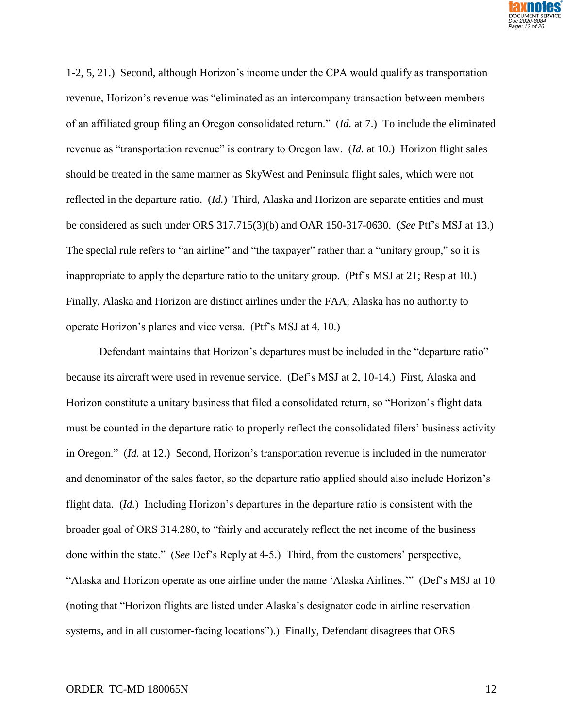1-2, 5, 21.) Second, although Horizon's income under the CPA would qualify as transportation revenue, Horizon's revenue was "eliminated as an intercompany transaction between members of an affiliated group filing an Oregon consolidated return." (*Id.* at 7.) To include the eliminated revenue as "transportation revenue" is contrary to Oregon law. (*Id.* at 10.) Horizon flight sales should be treated in the same manner as SkyWest and Peninsula flight sales, which were not reflected in the departure ratio. (*Id.*) Third, Alaska and Horizon are separate entities and must be considered as such under ORS 317.715(3)(b) and OAR 150-317-0630. (*See* Ptf's MSJ at 13.) The special rule refers to "an airline" and "the taxpayer" rather than a "unitary group," so it is inappropriate to apply the departure ratio to the unitary group. (Ptf's MSJ at 21; Resp at 10.) Finally, Alaska and Horizon are distinct airlines under the FAA; Alaska has no authority to operate Horizon's planes and vice versa. (Ptf's MSJ at 4, 10.)

Defendant maintains that Horizon's departures must be included in the "departure ratio" because its aircraft were used in revenue service. (Def's MSJ at 2, 10-14.) First, Alaska and Horizon constitute a unitary business that filed a consolidated return, so "Horizon's flight data must be counted in the departure ratio to properly reflect the consolidated filers' business activity in Oregon." (*Id.* at 12.) Second, Horizon's transportation revenue is included in the numerator and denominator of the sales factor, so the departure ratio applied should also include Horizon's flight data. (*Id.*) Including Horizon's departures in the departure ratio is consistent with the broader goal of ORS 314.280, to "fairly and accurately reflect the net income of the business done within the state." (*See* Def's Reply at 4-5.) Third, from the customers' perspective, "Alaska and Horizon operate as one airline under the name 'Alaska Airlines.'" (Def's MSJ at 10 (noting that "Horizon flights are listed under Alaska's designator code in airline reservation systems, and in all customer-facing locations").) Finally, Defendant disagrees that ORS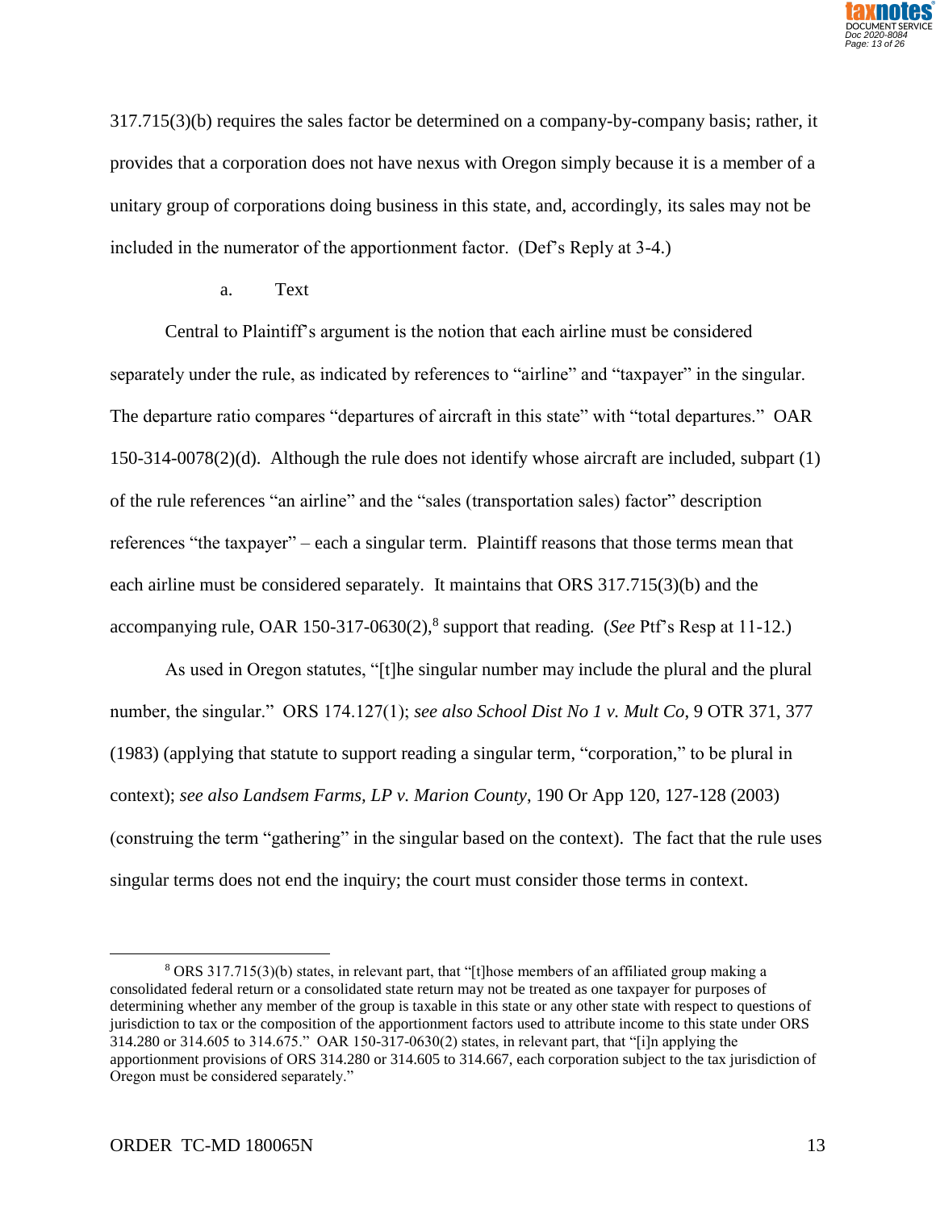317.715(3)(b) requires the sales factor be determined on a company-by-company basis; rather, it provides that a corporation does not have nexus with Oregon simply because it is a member of a unitary group of corporations doing business in this state, and, accordingly, its sales may not be included in the numerator of the apportionment factor. (Def's Reply at 3-4.)

a. Text

Central to Plaintiff's argument is the notion that each airline must be considered separately under the rule, as indicated by references to "airline" and "taxpayer" in the singular. The departure ratio compares "departures of aircraft in this state" with "total departures." OAR 150-314-0078(2)(d). Although the rule does not identify whose aircraft are included, subpart (1) of the rule references "an airline" and the "sales (transportation sales) factor" description references "the taxpayer" – each a singular term. Plaintiff reasons that those terms mean that each airline must be considered separately. It maintains that ORS 317.715(3)(b) and the accompanying rule, OAR 150-317-0630(2),[8] support that reading. (*See* Ptf's Resp at 11-12.)

As used in Oregon statutes, "[t]he singular number may include the plural and the plural number, the singular." ORS 174.127(1); *see also School Dist No 1 v. Mult Co*, 9 OTR 371, 377 (1983) (applying that statute to support reading a singular term, "corporation," to be plural in context); *see also Landsem Farms, LP v. Marion County*, 190 Or App 120, 127-128 (2003) (construing the term "gathering" in the singular based on the context). The fact that the rule uses singular terms does not end the inquiry; the court must consider those terms in context.

[8] ORS 317.715(3)(b) states, in relevant part, that "[t]hose members of an affiliated group making a consolidated federal return or a consolidated state return may not be treated as one taxpayer for purposes of determining whether any member of the group is taxable in this state or any other state with respect to questions of jurisdiction to tax or the composition of the apportionment factors used to attribute income to this state under ORS 314.280 or 314.605 to 314.675." OAR 150-317-0630(2) states, in relevant part, that "[i]n applying the apportionment provisions of ORS 314.280 or 314.605 to 314.667, each corporation subject to the tax jurisdiction of Oregon must be considered separately."

ORDER TC-MD 180065N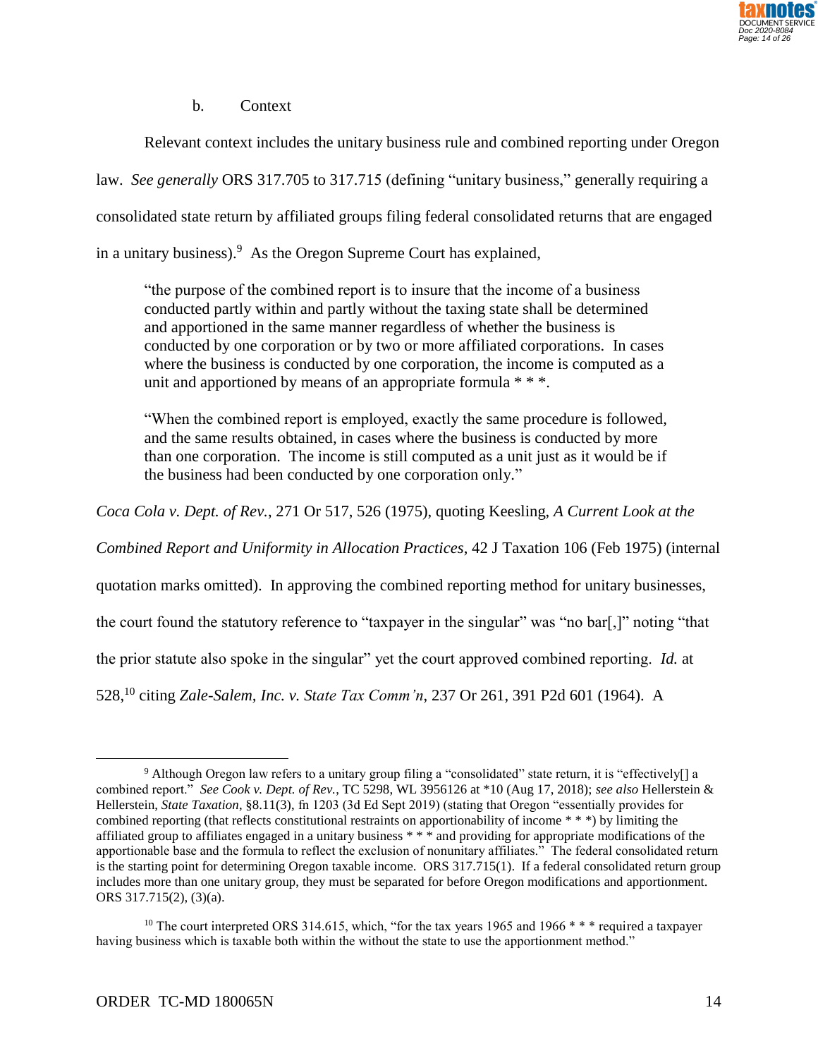b. Context

Relevant context includes the unitary business rule and combined reporting under Oregon law. *See generally* ORS 317.705 to 317.715 (defining "unitary business," generally requiring a consolidated state return by affiliated groups filing federal consolidated returns that are engaged in a unitary business).[9] As the Oregon Supreme Court has explained,

> "the purpose of the combined report is to insure that the income of a business conducted partly within and partly without the taxing state shall be determined and apportioned in the same manner regardless of whether the business is conducted by one corporation or by two or more affiliated corporations. In cases where the business is conducted by one corporation, the income is computed as a unit and apportioned by means of an appropriate formula * * *.
>
> "When the combined report is employed, exactly the same procedure is followed, and the same results obtained, in cases where the business is conducted by more than one corporation. The income is still computed as a unit just as it would be if the business had been conducted by one corporation only."

*Coca Cola v. Dept. of Rev.*, 271 Or 517, 526 (1975), quoting Keesling, *A Current Look at the Combined Report and Uniformity in Allocation Practices*, 42 J Taxation 106 (Feb 1975) (internal quotation marks omitted). In approving the combined reporting method for unitary businesses, the court found the statutory reference to "taxpayer in the singular" was "no bar[,]" noting "that the prior statute also spoke in the singular" yet the court approved combined reporting. *Id.* at 528,[10] citing *Zale-Salem, Inc. v. State Tax Comm'n*, 237 Or 261, 391 P2d 601 (1964). A

---

[9] Although Oregon law refers to a unitary group filing a "consolidated" state return, it is "effectively[] a combined report." *See Cook v. Dept. of Rev.*, TC 5298, WL 3956126 at *10 (Aug 17, 2018); *see also* Hellerstein & Hellerstein, *State Taxation*, §8.11(3), fn 1203 (3d Ed Sept 2019) (stating that Oregon "essentially provides for combined reporting (that reflects constitutional restraints on apportionability of income * * *) by limiting the affiliated group to affiliates engaged in a unitary business * * * and providing for appropriate modifications of the apportionable base and the formula to reflect the exclusion of nonunitary affiliates." The federal consolidated return is the starting point for determining Oregon taxable income. ORS 317.715(1). If a federal consolidated return group includes more than one unitary group, they must be separated for before Oregon modifications and apportionment. ORS 317.715(2), (3)(a).

[10] The court interpreted ORS 314.615, which, "for the tax years 1965 and 1966 * * * required a taxpayer having business which is taxable both within the without the state to use the apportionment method."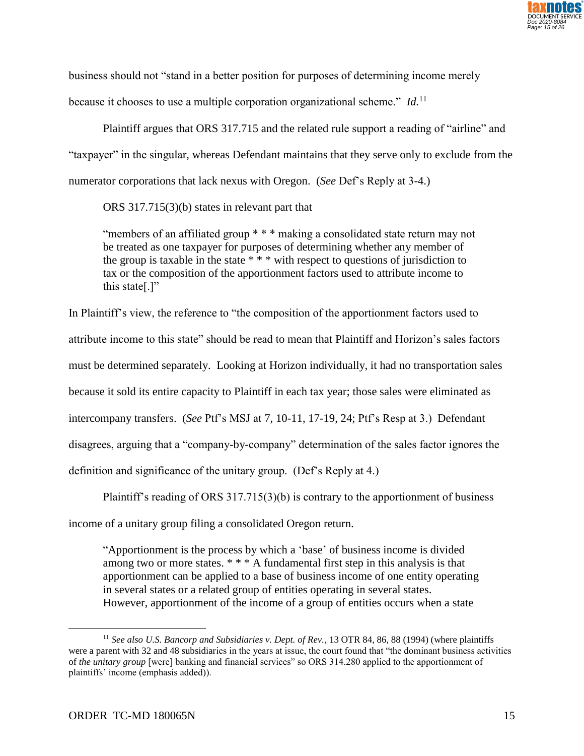business should not "stand in a better position for purposes of determining income merely because it chooses to use a multiple corporation organizational scheme." *Id.*[11]

Plaintiff argues that ORS 317.715 and the related rule support a reading of "airline" and "taxpayer" in the singular, whereas Defendant maintains that they serve only to exclude from the numerator corporations that lack nexus with Oregon. (*See* Def's Reply at 3-4.)

ORS 317.715(3)(b) states in relevant part that

> "members of an affiliated group * * * making a consolidated state return may not be treated as one taxpayer for purposes of determining whether any member of the group is taxable in the state * * * with respect to questions of jurisdiction to tax or the composition of the apportionment factors used to attribute income to this state[.]"

In Plaintiff's view, the reference to "the composition of the apportionment factors used to attribute income to this state" should be read to mean that Plaintiff and Horizon's sales factors must be determined separately. Looking at Horizon individually, it had no transportation sales because it sold its entire capacity to Plaintiff in each tax year; those sales were eliminated as intercompany transfers. (*See* Ptf's MSJ at 7, 10-11, 17-19, 24; Ptf's Resp at 3.) Defendant disagrees, arguing that a "company-by-company" determination of the sales factor ignores the definition and significance of the unitary group. (Def's Reply at 4.)

Plaintiff's reading of ORS 317.715(3)(b) is contrary to the apportionment of business income of a unitary group filing a consolidated Oregon return.

> "Apportionment is the process by which a 'base' of business income is divided among two or more states. * * * A fundamental first step in this analysis is that apportionment can be applied to a base of business income of one entity operating in several states or a related group of entities operating in several states. However, apportionment of the income of a group of entities occurs when a state

---

[11] *See also U.S. Bancorp and Subsidiaries v. Dept. of Rev.*, 13 OTR 84, 86, 88 (1994) (where plaintiffs were a parent with 32 and 48 subsidiaries in the years at issue, the court found that "the dominant business activities of *the unitary group* [were] banking and financial services" so ORS 314.280 applied to the apportionment of plaintiffs' income (emphasis added)).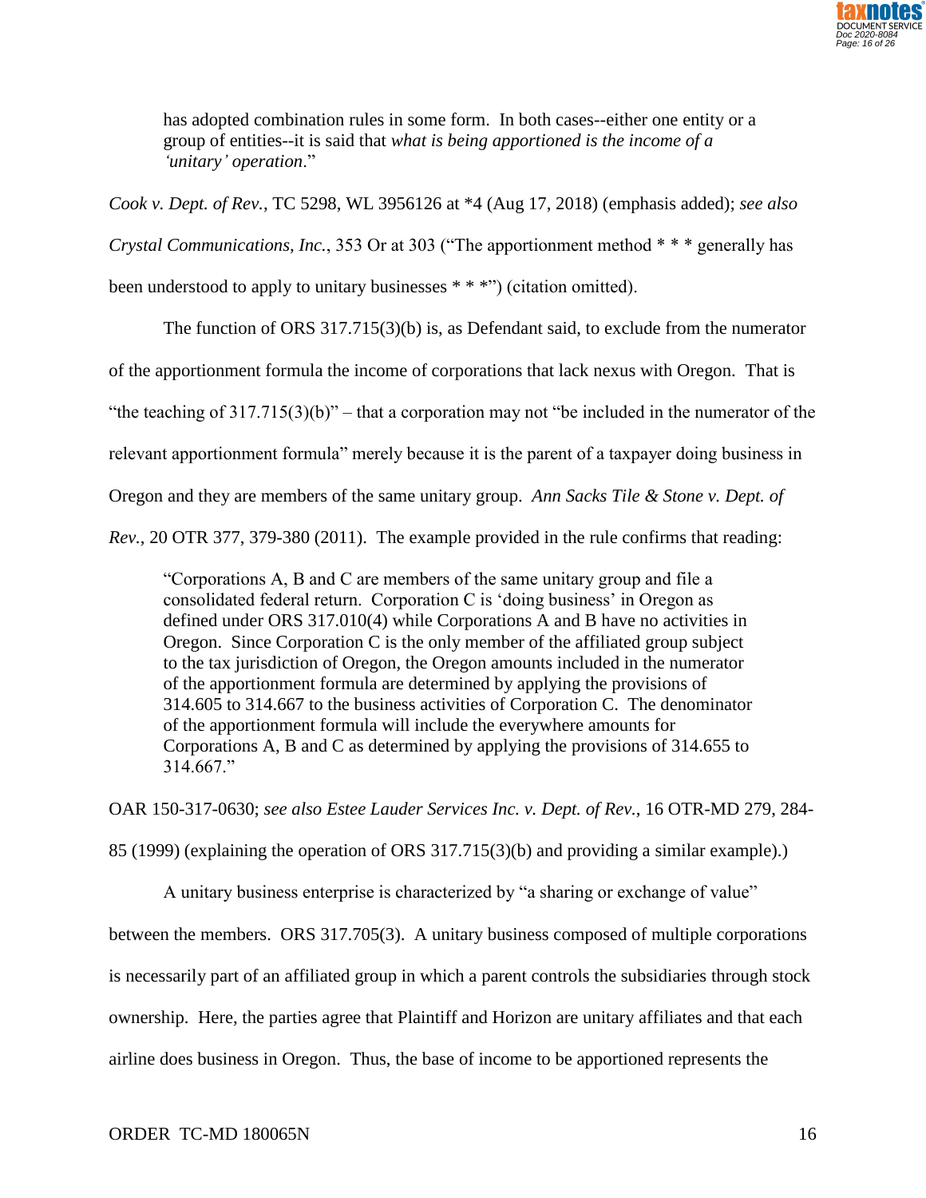> has adopted combination rules in some form. In both cases--either one entity or a group of entities--it is said that *what is being apportioned is the income of a 'unitary' operation*."

*Cook v. Dept. of Rev.*, TC 5298, WL 3956126 at *4 (Aug 17, 2018) (emphasis added); *see also Crystal Communications, Inc.*, 353 Or at 303 ("The apportionment method * * * generally has been understood to apply to unitary businesses * * *") (citation omitted).

The function of ORS 317.715(3)(b) is, as Defendant said, to exclude from the numerator of the apportionment formula the income of corporations that lack nexus with Oregon. That is "the teaching of 317.715(3)(b)" – that a corporation may not "be included in the numerator of the relevant apportionment formula" merely because it is the parent of a taxpayer doing business in Oregon and they are members of the same unitary group. *Ann Sacks Tile & Stone v. Dept. of Rev.*, 20 OTR 377, 379-380 (2011). The example provided in the rule confirms that reading:

> "Corporations A, B and C are members of the same unitary group and file a consolidated federal return. Corporation C is 'doing business' in Oregon as defined under ORS 317.010(4) while Corporations A and B have no activities in Oregon. Since Corporation C is the only member of the affiliated group subject to the tax jurisdiction of Oregon, the Oregon amounts included in the numerator of the apportionment formula are determined by applying the provisions of 314.605 to 314.667 to the business activities of Corporation C. The denominator of the apportionment formula will include the everywhere amounts for Corporations A, B and C as determined by applying the provisions of 314.655 to 314.667."

OAR 150-317-0630; *see also Estee Lauder Services Inc. v. Dept. of Rev.*, 16 OTR-MD 279, 284-85 (1999) (explaining the operation of ORS 317.715(3)(b) and providing a similar example).)

A unitary business enterprise is characterized by "a sharing or exchange of value" between the members. ORS 317.705(3). A unitary business composed of multiple corporations is necessarily part of an affiliated group in which a parent controls the subsidiaries through stock ownership. Here, the parties agree that Plaintiff and Horizon are unitary affiliates and that each airline does business in Oregon. Thus, the base of income to be apportioned represents the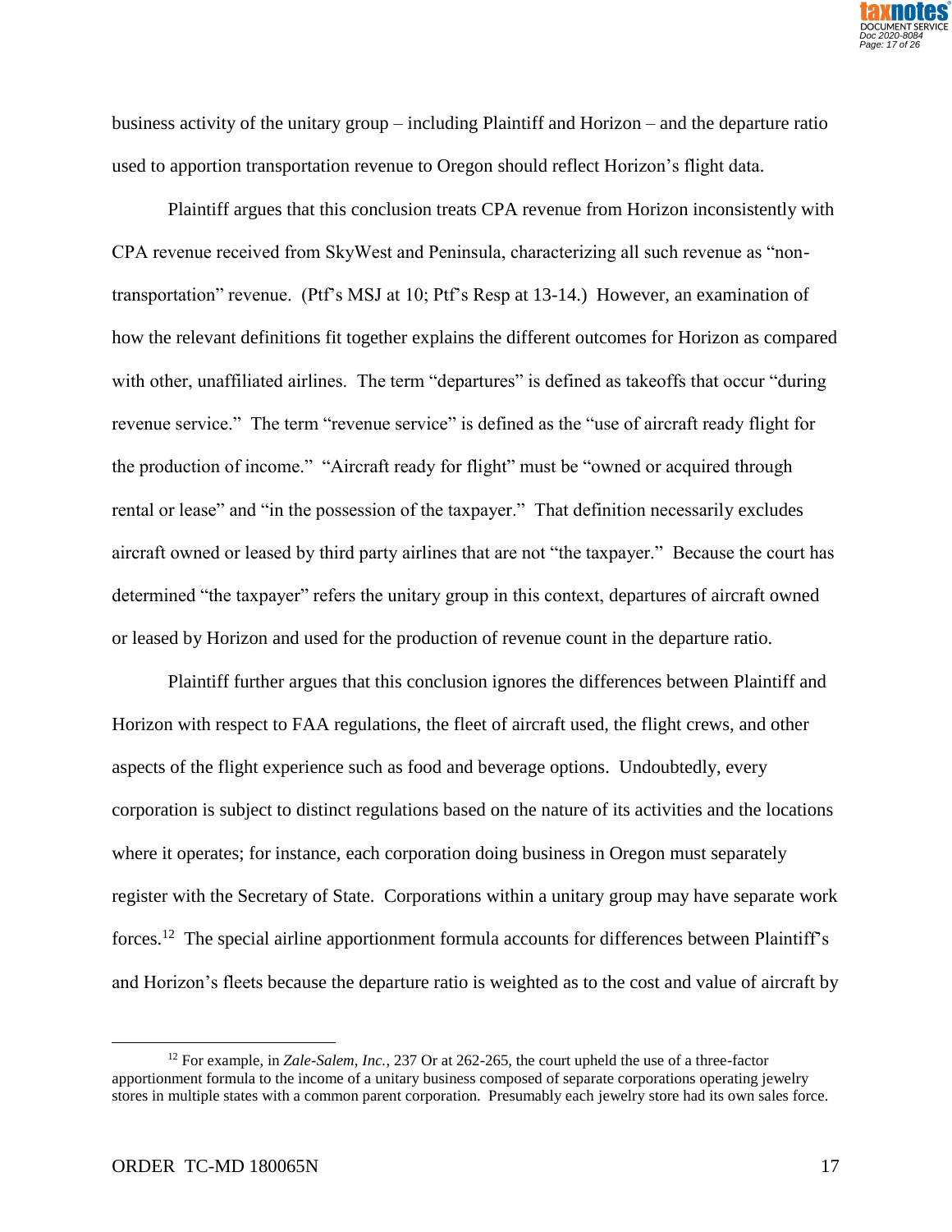business activity of the unitary group – including Plaintiff and Horizon – and the departure ratio used to apportion transportation revenue to Oregon should reflect Horizon's flight data.

Plaintiff argues that this conclusion treats CPA revenue from Horizon inconsistently with CPA revenue received from SkyWest and Peninsula, characterizing all such revenue as "non-transportation" revenue. (Ptf's MSJ at 10; Ptf's Resp at 13-14.) However, an examination of how the relevant definitions fit together explains the different outcomes for Horizon as compared with other, unaffiliated airlines. The term "departures" is defined as takeoffs that occur "during revenue service." The term "revenue service" is defined as the "use of aircraft ready flight for the production of income." "Aircraft ready for flight" must be "owned or acquired through rental or lease" and "in the possession of the taxpayer." That definition necessarily excludes aircraft owned or leased by third party airlines that are not "the taxpayer." Because the court has determined "the taxpayer" refers the unitary group in this context, departures of aircraft owned or leased by Horizon and used for the production of revenue count in the departure ratio.

Plaintiff further argues that this conclusion ignores the differences between Plaintiff and Horizon with respect to FAA regulations, the fleet of aircraft used, the flight crews, and other aspects of the flight experience such as food and beverage options. Undoubtedly, every corporation is subject to distinct regulations based on the nature of its activities and the locations where it operates; for instance, each corporation doing business in Oregon must separately register with the Secretary of State. Corporations within a unitary group may have separate work forces.[12] The special airline apportionment formula accounts for differences between Plaintiff's and Horizon's fleets because the departure ratio is weighted as to the cost and value of aircraft by

[12] For example, in *Zale-Salem, Inc.*, 237 Or at 262-265, the court upheld the use of a three-factor apportionment formula to the income of a unitary business composed of separate corporations operating jewelry stores in multiple states with a common parent corporation. Presumably each jewelry store had its own sales force.

ORDER TC-MD 180065N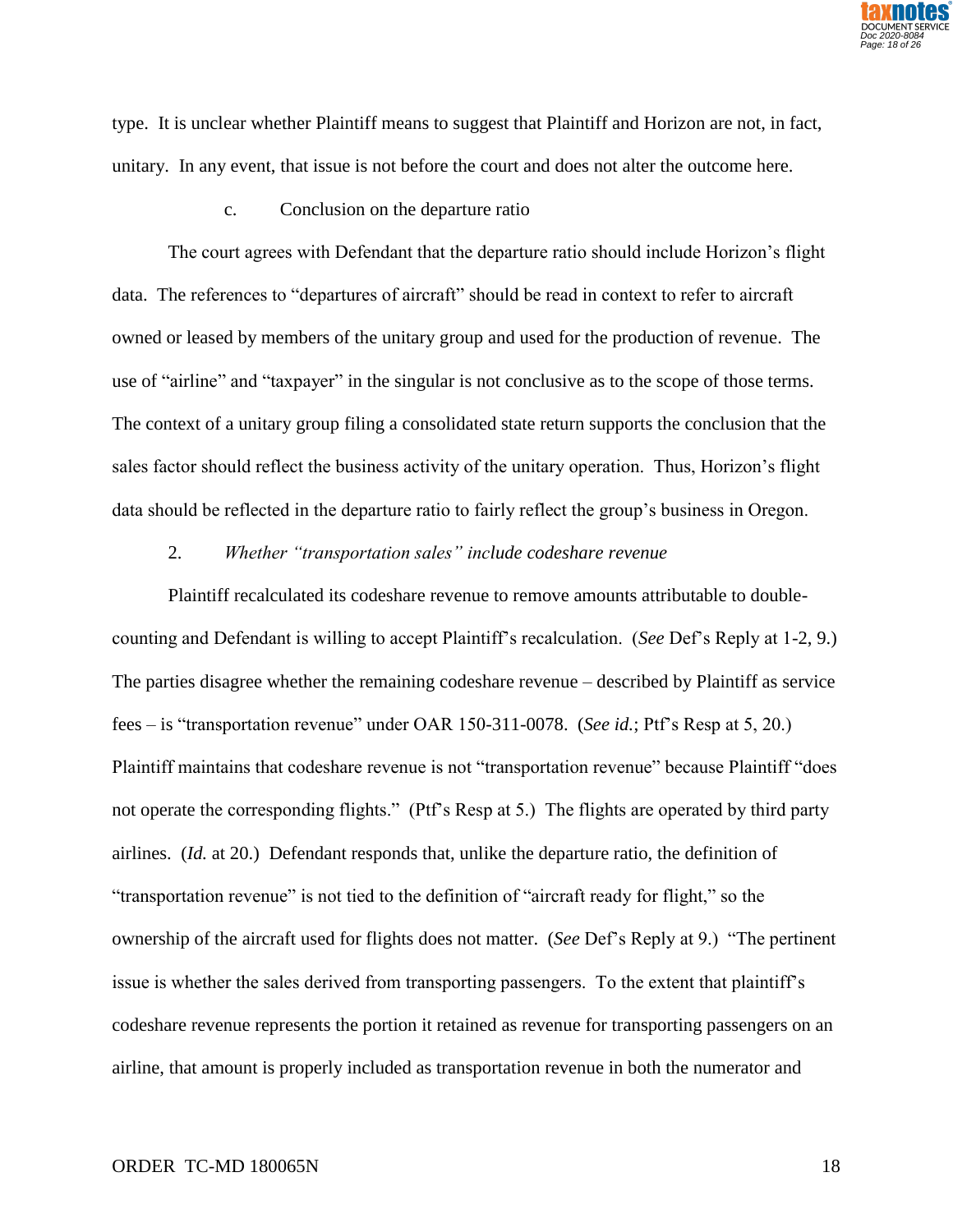type. It is unclear whether Plaintiff means to suggest that Plaintiff and Horizon are not, in fact, unitary. In any event, that issue is not before the court and does not alter the outcome here.

c. Conclusion on the departure ratio

The court agrees with Defendant that the departure ratio should include Horizon's flight data. The references to "departures of aircraft" should be read in context to refer to aircraft owned or leased by members of the unitary group and used for the production of revenue. The use of "airline" and "taxpayer" in the singular is not conclusive as to the scope of those terms. The context of a unitary group filing a consolidated state return supports the conclusion that the sales factor should reflect the business activity of the unitary operation. Thus, Horizon's flight data should be reflected in the departure ratio to fairly reflect the group's business in Oregon.

2. *Whether "transportation sales" include codeshare revenue*

Plaintiff recalculated its codeshare revenue to remove amounts attributable to double-counting and Defendant is willing to accept Plaintiff's recalculation. (*See* Def's Reply at 1-2, 9.) The parties disagree whether the remaining codeshare revenue – described by Plaintiff as service fees – is "transportation revenue" under OAR 150-311-0078. (*See id.*; Ptf's Resp at 5, 20.) Plaintiff maintains that codeshare revenue is not "transportation revenue" because Plaintiff "does not operate the corresponding flights." (Ptf's Resp at 5.) The flights are operated by third party airlines. (*Id.* at 20.) Defendant responds that, unlike the departure ratio, the definition of "transportation revenue" is not tied to the definition of "aircraft ready for flight," so the ownership of the aircraft used for flights does not matter. (*See* Def's Reply at 9.) "The pertinent issue is whether the sales derived from transporting passengers. To the extent that plaintiff's codeshare revenue represents the portion it retained as revenue for transporting passengers on an airline, that amount is properly included as transportation revenue in both the numerator and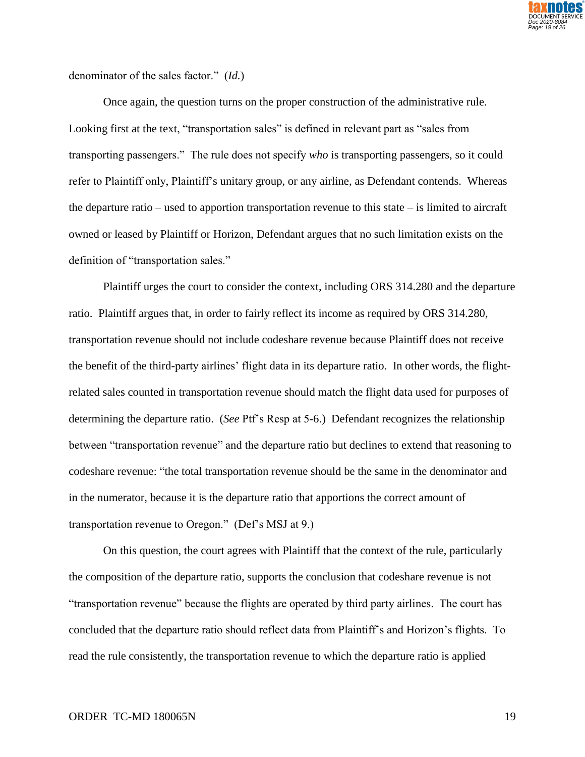denominator of the sales factor." (*Id.*)

Once again, the question turns on the proper construction of the administrative rule. Looking first at the text, "transportation sales" is defined in relevant part as "sales from transporting passengers." The rule does not specify *who* is transporting passengers, so it could refer to Plaintiff only, Plaintiff's unitary group, or any airline, as Defendant contends. Whereas the departure ratio – used to apportion transportation revenue to this state – is limited to aircraft owned or leased by Plaintiff or Horizon, Defendant argues that no such limitation exists on the definition of "transportation sales."

Plaintiff urges the court to consider the context, including ORS 314.280 and the departure ratio. Plaintiff argues that, in order to fairly reflect its income as required by ORS 314.280, transportation revenue should not include codeshare revenue because Plaintiff does not receive the benefit of the third-party airlines' flight data in its departure ratio. In other words, the flight-related sales counted in transportation revenue should match the flight data used for purposes of determining the departure ratio. (*See* Ptf's Resp at 5-6.) Defendant recognizes the relationship between "transportation revenue" and the departure ratio but declines to extend that reasoning to codeshare revenue: "the total transportation revenue should be the same in the denominator and in the numerator, because it is the departure ratio that apportions the correct amount of transportation revenue to Oregon." (Def's MSJ at 9.)

On this question, the court agrees with Plaintiff that the context of the rule, particularly the composition of the departure ratio, supports the conclusion that codeshare revenue is not "transportation revenue" because the flights are operated by third party airlines. The court has concluded that the departure ratio should reflect data from Plaintiff's and Horizon's flights. To read the rule consistently, the transportation revenue to which the departure ratio is applied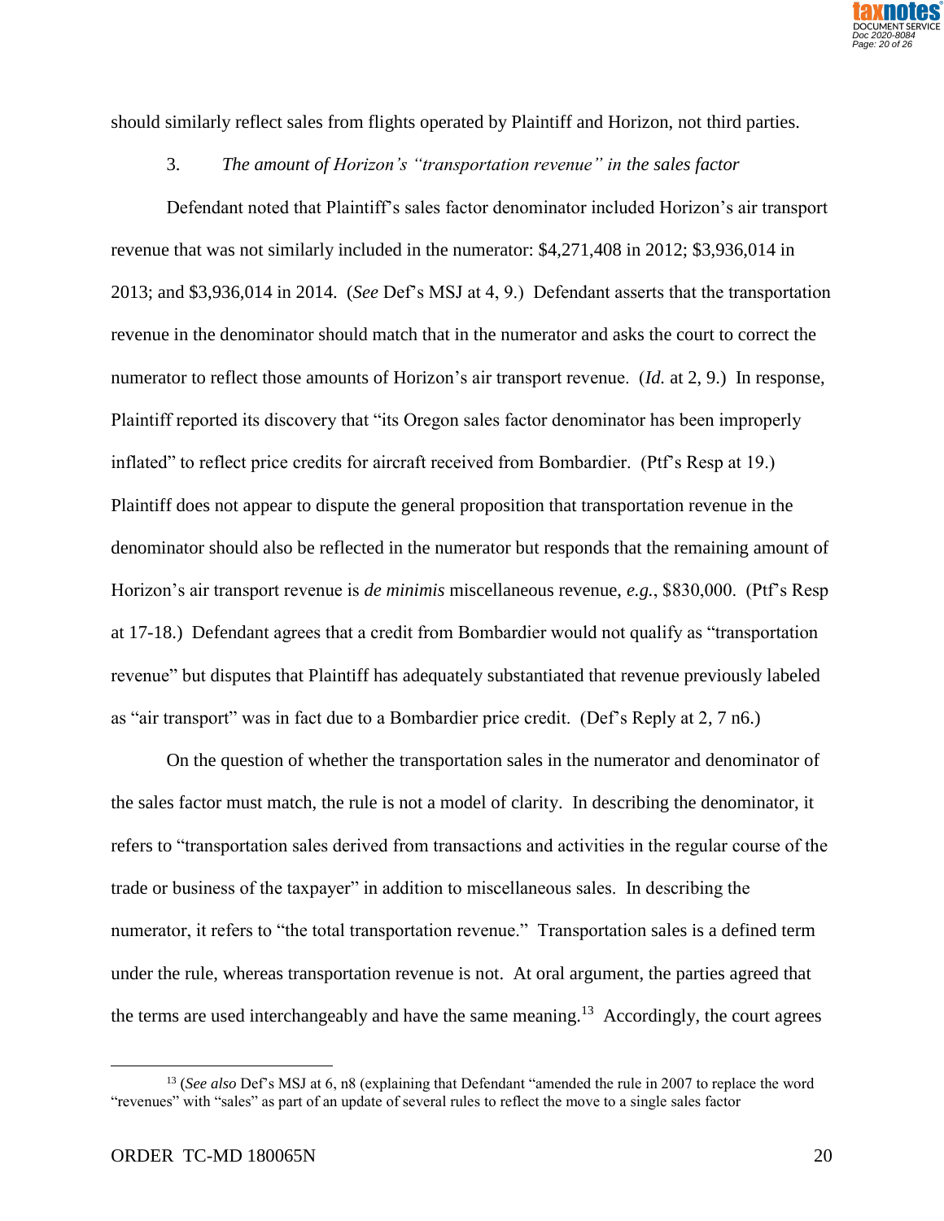should similarly reflect sales from flights operated by Plaintiff and Horizon, not third parties.

3. *The amount of Horizon's "transportation revenue" in the sales factor*

Defendant noted that Plaintiff's sales factor denominator included Horizon's air transport revenue that was not similarly included in the numerator: $4,271,408 in 2012; $3,936,014 in 2013; and $3,936,014 in 2014. (*See* Def's MSJ at 4, 9.) Defendant asserts that the transportation revenue in the denominator should match that in the numerator and asks the court to correct the numerator to reflect those amounts of Horizon's air transport revenue. (*Id.* at 2, 9.) In response, Plaintiff reported its discovery that "its Oregon sales factor denominator has been improperly inflated" to reflect price credits for aircraft received from Bombardier. (Ptf's Resp at 19.) Plaintiff does not appear to dispute the general proposition that transportation revenue in the denominator should also be reflected in the numerator but responds that the remaining amount of Horizon's air transport revenue is *de minimis* miscellaneous revenue, *e.g.*, $830,000. (Ptf's Resp at 17-18.) Defendant agrees that a credit from Bombardier would not qualify as "transportation revenue" but disputes that Plaintiff has adequately substantiated that revenue previously labeled as "air transport" was in fact due to a Bombardier price credit. (Def's Reply at 2, 7 n6.)

On the question of whether the transportation sales in the numerator and denominator of the sales factor must match, the rule is not a model of clarity. In describing the denominator, it refers to "transportation sales derived from transactions and activities in the regular course of the trade or business of the taxpayer" in addition to miscellaneous sales. In describing the numerator, it refers to "the total transportation revenue." Transportation sales is a defined term under the rule, whereas transportation revenue is not. At oral argument, the parties agreed that the terms are used interchangeably and have the same meaning.[13] Accordingly, the court agrees

---

[13] (*See also* Def's MSJ at 6, n8 (explaining that Defendant "amended the rule in 2007 to replace the word "revenues" with "sales" as part of an update of several rules to reflect the move to a single sales factor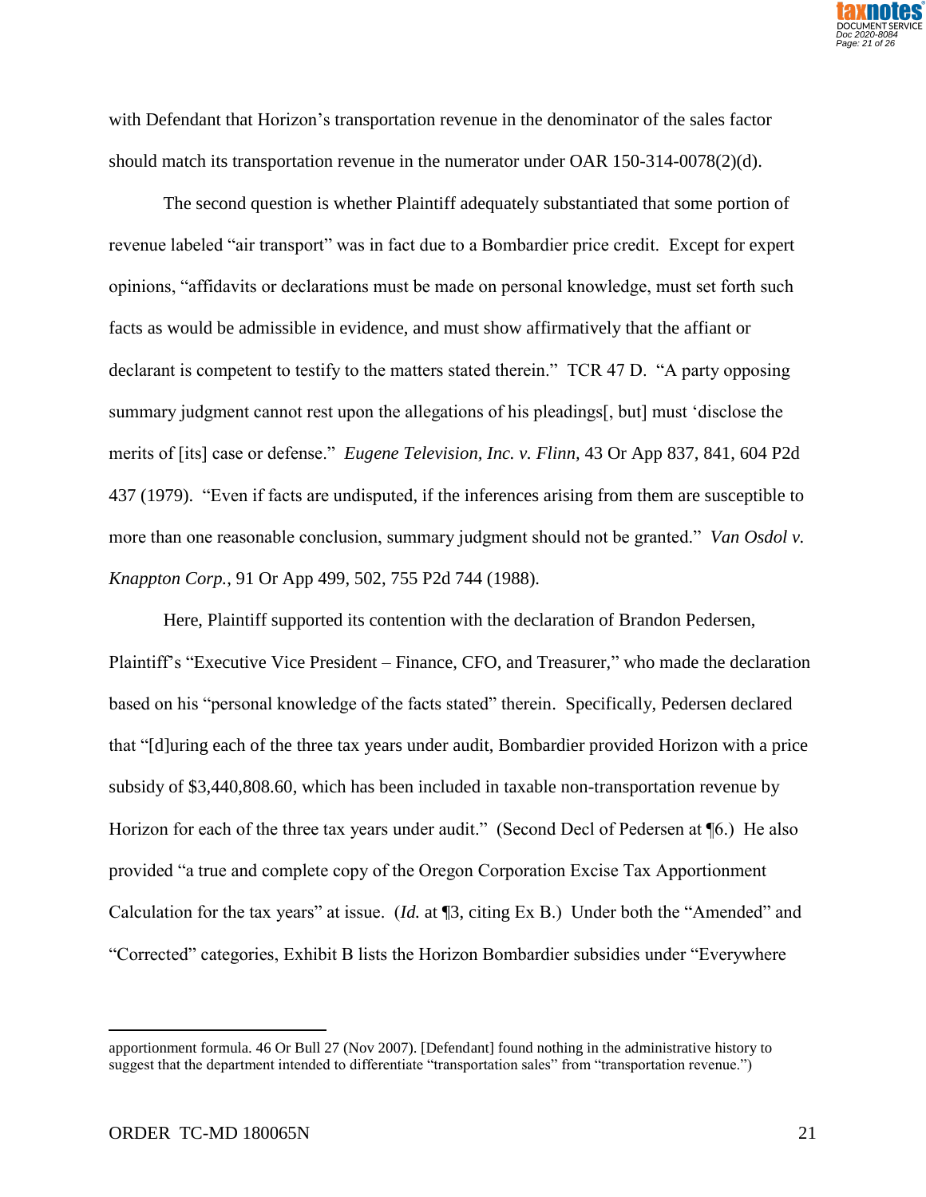with Defendant that Horizon's transportation revenue in the denominator of the sales factor should match its transportation revenue in the numerator under OAR 150-314-0078(2)(d).

The second question is whether Plaintiff adequately substantiated that some portion of revenue labeled "air transport" was in fact due to a Bombardier price credit. Except for expert opinions, "affidavits or declarations must be made on personal knowledge, must set forth such facts as would be admissible in evidence, and must show affirmatively that the affiant or declarant is competent to testify to the matters stated therein." TCR 47 D. "A party opposing summary judgment cannot rest upon the allegations of his pleadings[, but] must 'disclose the merits of [its] case or defense." *Eugene Television, Inc. v. Flinn*, 43 Or App 837, 841, 604 P2d 437 (1979). "Even if facts are undisputed, if the inferences arising from them are susceptible to more than one reasonable conclusion, summary judgment should not be granted." *Van Osdol v. Knappton Corp.*, 91 Or App 499, 502, 755 P2d 744 (1988).

Here, Plaintiff supported its contention with the declaration of Brandon Pedersen, Plaintiff's "Executive Vice President – Finance, CFO, and Treasurer," who made the declaration based on his "personal knowledge of the facts stated" therein. Specifically, Pedersen declared that "[d]uring each of the three tax years under audit, Bombardier provided Horizon with a price subsidy of $3,440,808.60, which has been included in taxable non-transportation revenue by Horizon for each of the three tax years under audit." (Second Decl of Pedersen at ¶6.) He also provided "a true and complete copy of the Oregon Corporation Excise Tax Apportionment Calculation for the tax years" at issue. (*Id.* at ¶3, citing Ex B.) Under both the "Amended" and "Corrected" categories, Exhibit B lists the Horizon Bombardier subsidies under "Everywhere

---

apportionment formula. 46 Or Bull 27 (Nov 2007). [Defendant] found nothing in the administrative history to suggest that the department intended to differentiate "transportation sales" from "transportation revenue.")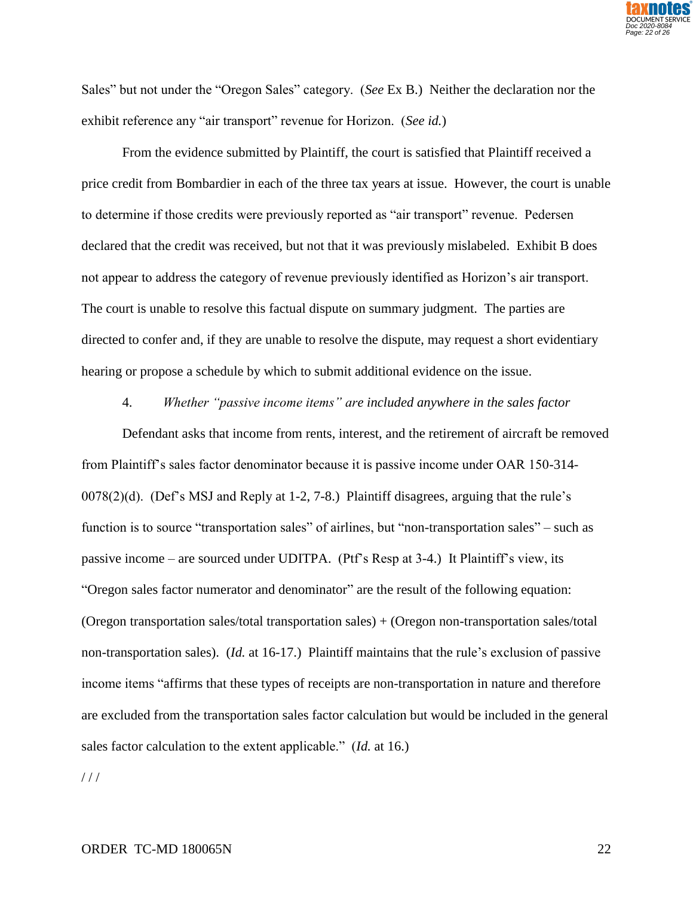Sales" but not under the "Oregon Sales" category. (*See* Ex B.) Neither the declaration nor the exhibit reference any "air transport" revenue for Horizon. (*See id.*)

From the evidence submitted by Plaintiff, the court is satisfied that Plaintiff received a price credit from Bombardier in each of the three tax years at issue. However, the court is unable to determine if those credits were previously reported as "air transport" revenue. Pedersen declared that the credit was received, but not that it was previously mislabeled. Exhibit B does not appear to address the category of revenue previously identified as Horizon's air transport. The court is unable to resolve this factual dispute on summary judgment. The parties are directed to confer and, if they are unable to resolve the dispute, may request a short evidentiary hearing or propose a schedule by which to submit additional evidence on the issue.

4. *Whether "passive income items" are included anywhere in the sales factor*

Defendant asks that income from rents, interest, and the retirement of aircraft be removed from Plaintiff's sales factor denominator because it is passive income under OAR 150-314-0078(2)(d). (Def's MSJ and Reply at 1-2, 7-8.) Plaintiff disagrees, arguing that the rule's function is to source "transportation sales" of airlines, but "non-transportation sales" – such as passive income – are sourced under UDITPA. (Ptf's Resp at 3-4.) It Plaintiff's view, its "Oregon sales factor numerator and denominator" are the result of the following equation: (Oregon transportation sales/total transportation sales) + (Oregon non-transportation sales/total non-transportation sales). (*Id.* at 16-17.) Plaintiff maintains that the rule's exclusion of passive income items "affirms that these types of receipts are non-transportation in nature and therefore are excluded from the transportation sales factor calculation but would be included in the general sales factor calculation to the extent applicable." (*Id.* at 16.)

/ / /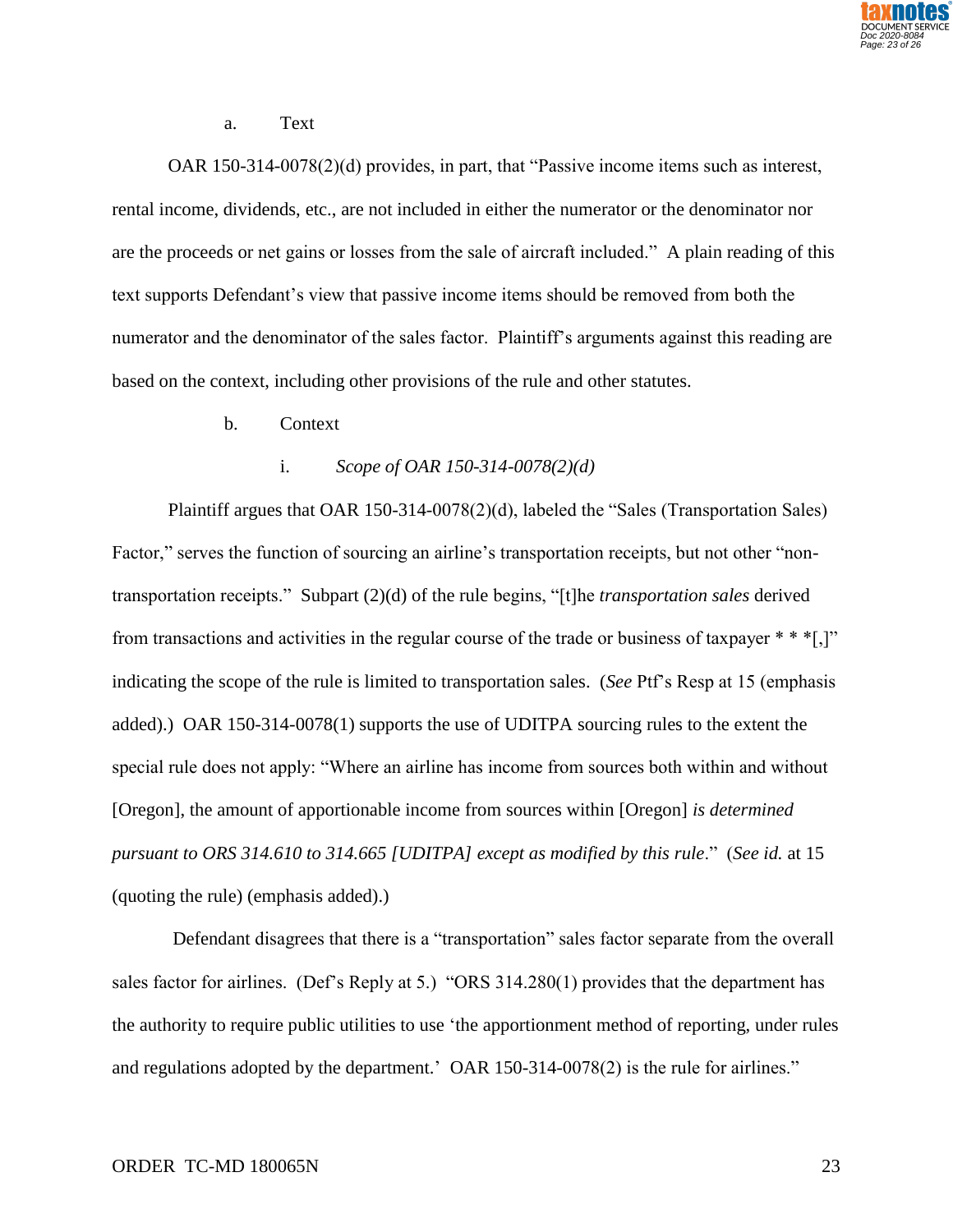a. Text

OAR 150-314-0078(2)(d) provides, in part, that "Passive income items such as interest, rental income, dividends, etc., are not included in either the numerator or the denominator nor are the proceeds or net gains or losses from the sale of aircraft included." A plain reading of this text supports Defendant's view that passive income items should be removed from both the numerator and the denominator of the sales factor. Plaintiff's arguments against this reading are based on the context, including other provisions of the rule and other statutes.

b. Context

i. *Scope of OAR 150-314-0078(2)(d)*

Plaintiff argues that OAR 150-314-0078(2)(d), labeled the "Sales (Transportation Sales) Factor," serves the function of sourcing an airline's transportation receipts, but not other "non-transportation receipts." Subpart (2)(d) of the rule begins, "[t]he *transportation sales* derived from transactions and activities in the regular course of the trade or business of taxpayer * * *[,]" indicating the scope of the rule is limited to transportation sales. (*See* Ptf's Resp at 15 (emphasis added).) OAR 150-314-0078(1) supports the use of UDITPA sourcing rules to the extent the special rule does not apply: "Where an airline has income from sources both within and without [Oregon], the amount of apportionable income from sources within [Oregon] *is determined pursuant to ORS 314.610 to 314.665 [UDITPA] except as modified by this rule*." (*See id.* at 15 (quoting the rule) (emphasis added).)

Defendant disagrees that there is a "transportation" sales factor separate from the overall sales factor for airlines. (Def's Reply at 5.) "ORS 314.280(1) provides that the department has the authority to require public utilities to use 'the apportionment method of reporting, under rules and regulations adopted by the department.' OAR 150-314-0078(2) is the rule for airlines."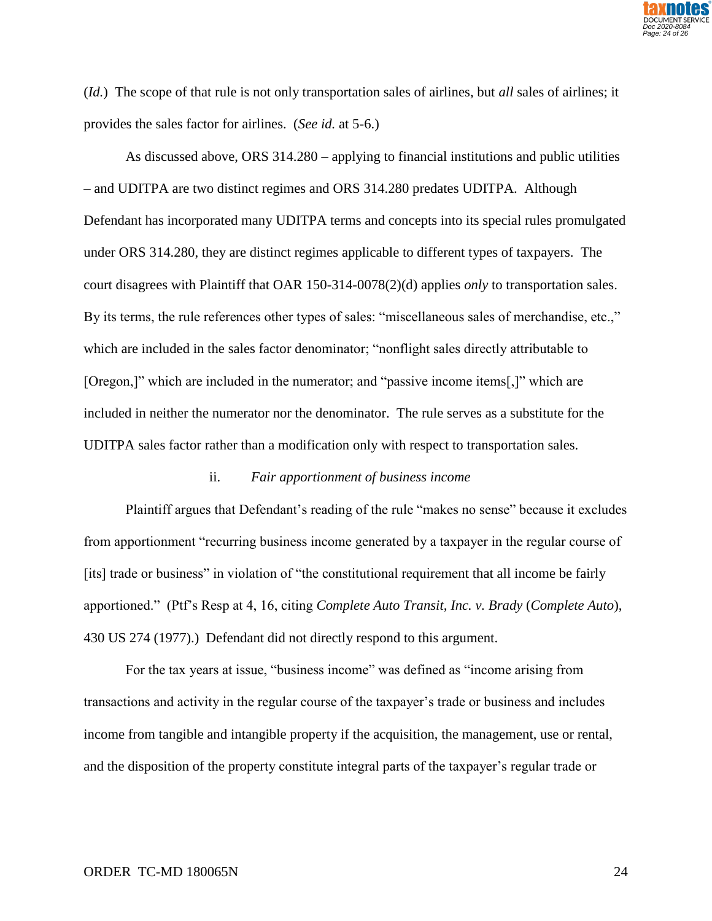(*Id.*) The scope of that rule is not only transportation sales of airlines, but *all* sales of airlines; it provides the sales factor for airlines. (*See id.* at 5-6.)

As discussed above, ORS 314.280 – applying to financial institutions and public utilities – and UDITPA are two distinct regimes and ORS 314.280 predates UDITPA. Although Defendant has incorporated many UDITPA terms and concepts into its special rules promulgated under ORS 314.280, they are distinct regimes applicable to different types of taxpayers. The court disagrees with Plaintiff that OAR 150-314-0078(2)(d) applies *only* to transportation sales. By its terms, the rule references other types of sales: "miscellaneous sales of merchandise, etc.," which are included in the sales factor denominator; "nonflight sales directly attributable to [Oregon,]" which are included in the numerator; and "passive income items[,]" which are included in neither the numerator nor the denominator. The rule serves as a substitute for the UDITPA sales factor rather than a modification only with respect to transportation sales.

ii. *Fair apportionment of business income*

Plaintiff argues that Defendant's reading of the rule "makes no sense" because it excludes from apportionment "recurring business income generated by a taxpayer in the regular course of [its] trade or business" in violation of "the constitutional requirement that all income be fairly apportioned." (Ptf's Resp at 4, 16, citing *Complete Auto Transit, Inc. v. Brady* (*Complete Auto*), 430 US 274 (1977).) Defendant did not directly respond to this argument.

For the tax years at issue, "business income" was defined as "income arising from transactions and activity in the regular course of the taxpayer's trade or business and includes income from tangible and intangible property if the acquisition, the management, use or rental, and the disposition of the property constitute integral parts of the taxpayer's regular trade or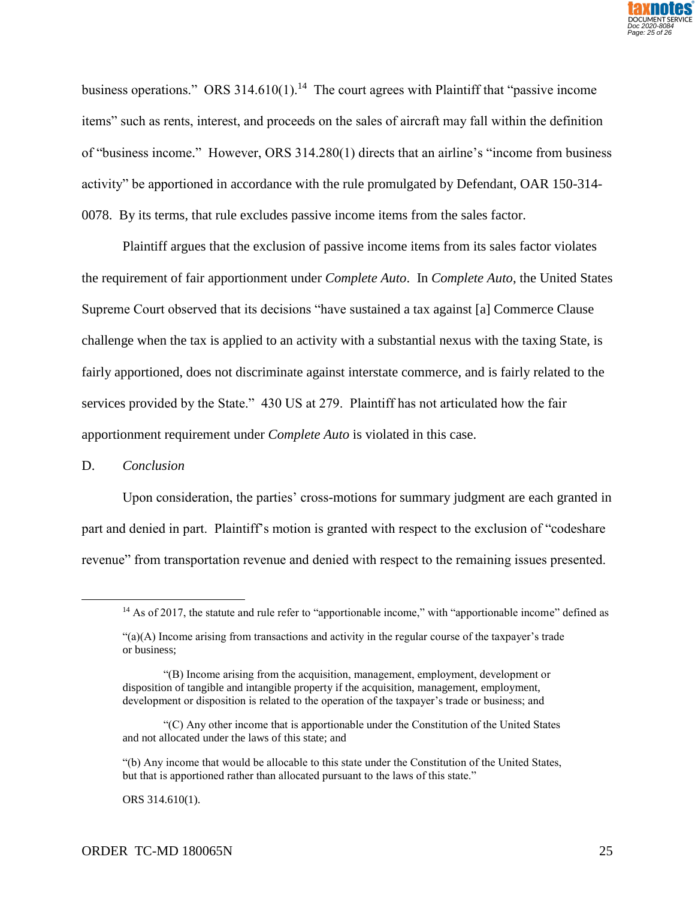business operations." ORS 314.610(1).[14] The court agrees with Plaintiff that "passive income items" such as rents, interest, and proceeds on the sales of aircraft may fall within the definition of "business income." However, ORS 314.280(1) directs that an airline's "income from business activity" be apportioned in accordance with the rule promulgated by Defendant, OAR 150-314-0078. By its terms, that rule excludes passive income items from the sales factor.

Plaintiff argues that the exclusion of passive income items from its sales factor violates the requirement of fair apportionment under *Complete Auto*. In *Complete Auto*, the United States Supreme Court observed that its decisions "have sustained a tax against [a] Commerce Clause challenge when the tax is applied to an activity with a substantial nexus with the taxing State, is fairly apportioned, does not discriminate against interstate commerce, and is fairly related to the services provided by the State." 430 US at 279. Plaintiff has not articulated how the fair apportionment requirement under *Complete Auto* is violated in this case.

D. *Conclusion*

Upon consideration, the parties' cross-motions for summary judgment are each granted in part and denied in part. Plaintiff's motion is granted with respect to the exclusion of "codeshare revenue" from transportation revenue and denied with respect to the remaining issues presented.

---

[14] As of 2017, the statute and rule refer to "apportionable income," with "apportionable income" defined as

"(a)(A) Income arising from transactions and activity in the regular course of the taxpayer's trade or business;

"(B) Income arising from the acquisition, management, employment, development or disposition of tangible and intangible property if the acquisition, management, employment, development or disposition is related to the operation of the taxpayer's trade or business; and

"(C) Any other income that is apportionable under the Constitution of the United States and not allocated under the laws of this state; and

"(b) Any income that would be allocable to this state under the Constitution of the United States, but that is apportioned rather than allocated pursuant to the laws of this state."

ORS 314.610(1).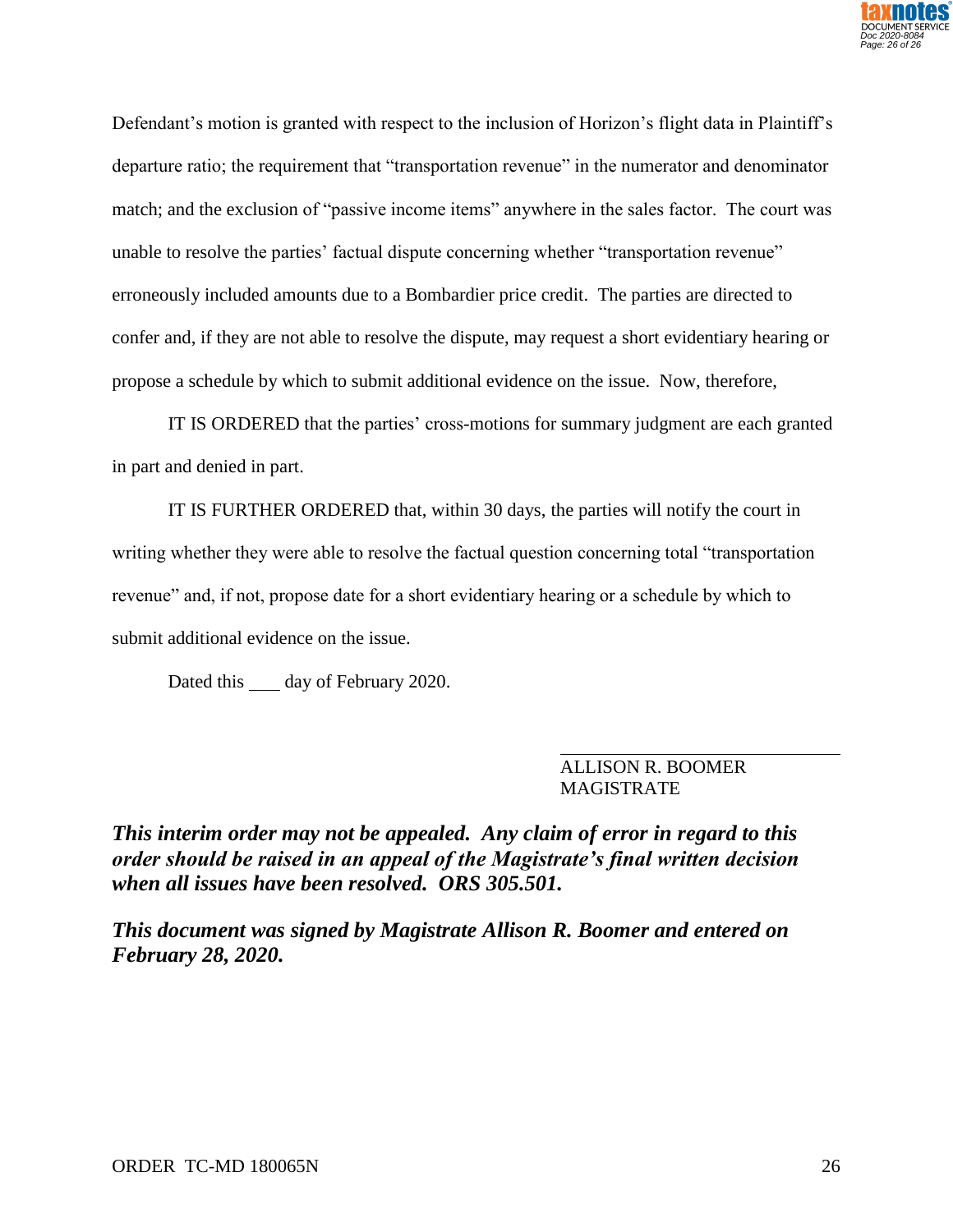Defendant's motion is granted with respect to the inclusion of Horizon's flight data in Plaintiff's departure ratio; the requirement that "transportation revenue" in the numerator and denominator match; and the exclusion of "passive income items" anywhere in the sales factor. The court was unable to resolve the parties' factual dispute concerning whether "transportation revenue" erroneously included amounts due to a Bombardier price credit. The parties are directed to confer and, if they are not able to resolve the dispute, may request a short evidentiary hearing or propose a schedule by which to submit additional evidence on the issue. Now, therefore,

IT IS ORDERED that the parties' cross-motions for summary judgment are each granted in part and denied in part.

IT IS FURTHER ORDERED that, within 30 days, the parties will notify the court in writing whether they were able to resolve the factual question concerning total "transportation revenue" and, if not, propose date for a short evidentiary hearing or a schedule by which to submit additional evidence on the issue.

Dated this ___ day of February 2020.

ALLISON R. BOOMER
MAGISTRATE

***This interim order may not be appealed. Any claim of error in regard to this order should be raised in an appeal of the Magistrate's final written decision when all issues have been resolved. ORS 305.501.***

***This document was signed by Magistrate Allison R. Boomer and entered on February 28, 2020.***

ORDER TC-MD 180065N